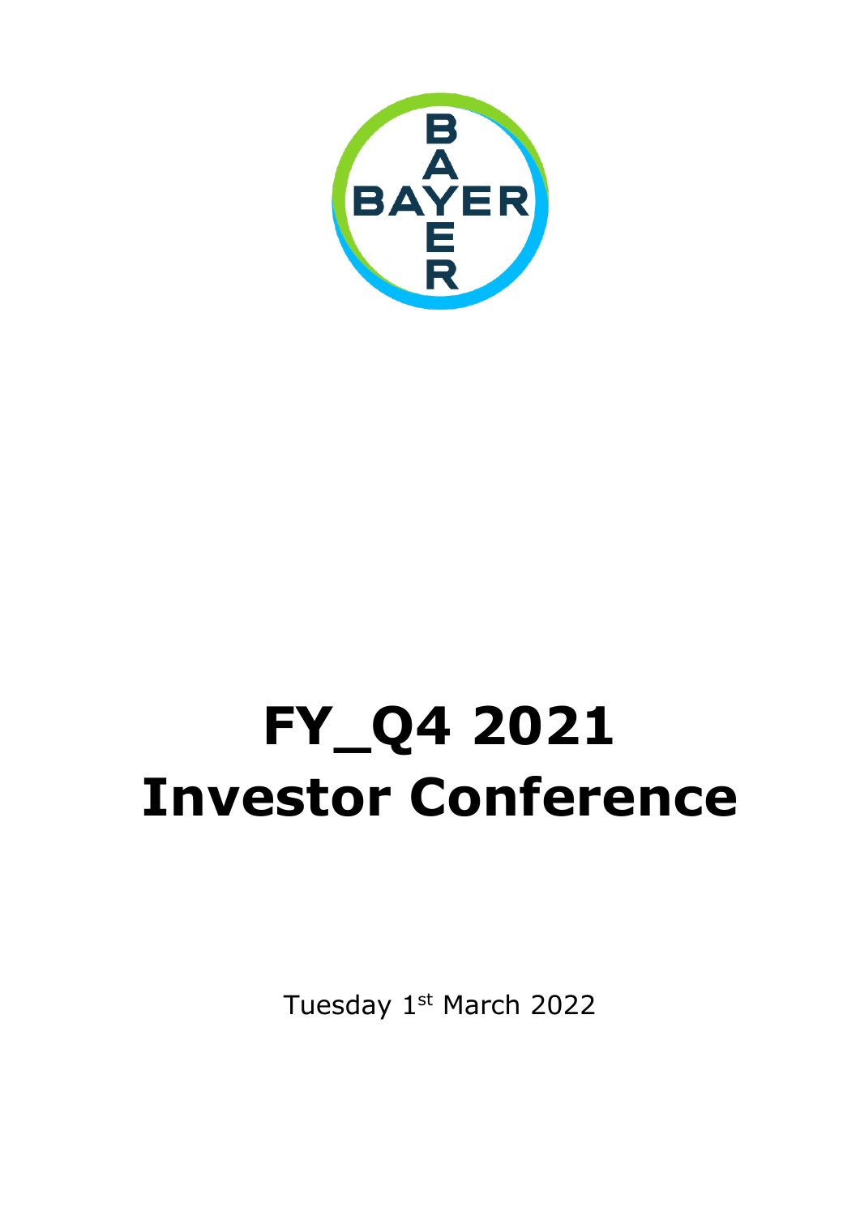# FY_Q4 2021 Investor Conference

Tuesday 1st March 2022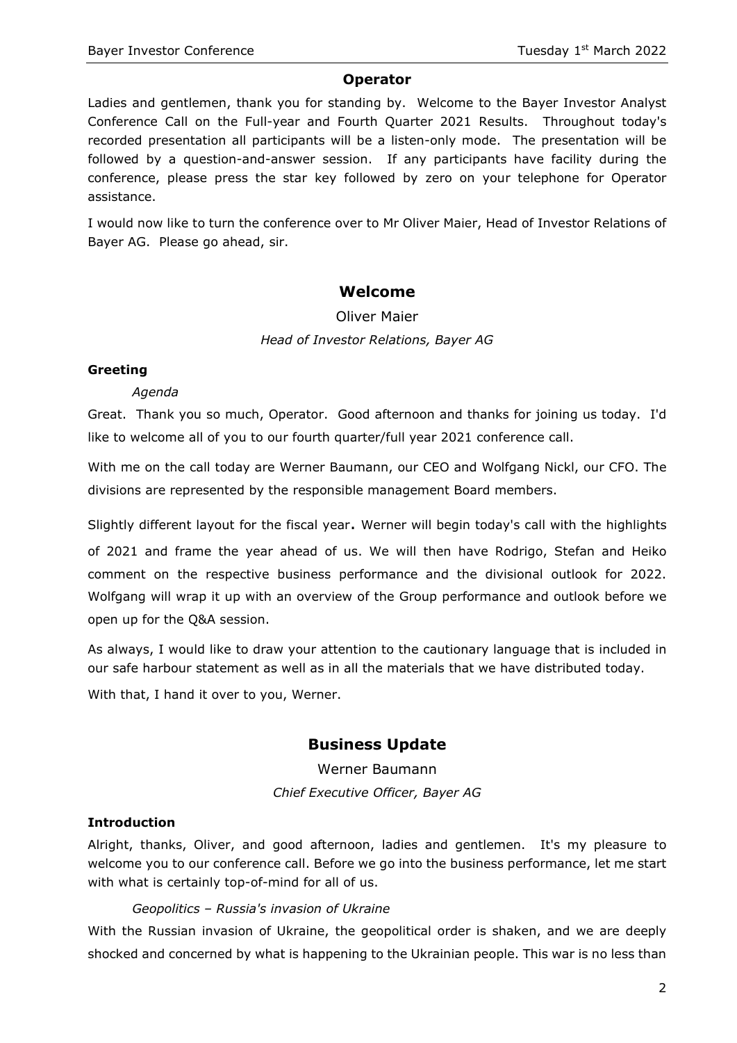## Operator

Ladies and gentlemen, thank you for standing by. Welcome to the Bayer Investor Analyst Conference Call on the Full-year and Fourth Quarter 2021 Results. Throughout today's recorded presentation all participants will be a listen-only mode. The presentation will be followed by a question-and-answer session. If any participants have facility during the conference, please press the star key followed by zero on your telephone for Operator assistance.

I would now like to turn the conference over to Mr Oliver Maier, Head of Investor Relations of Bayer AG. Please go ahead, sir.

# Welcome

Oliver Maier

*Head of Investor Relations, Bayer AG*

### Greeting

*Agenda*

Great. Thank you so much, Operator. Good afternoon and thanks for joining us today. I'd like to welcome all of you to our fourth quarter/full year 2021 conference call.

With me on the call today are Werner Baumann, our CEO and Wolfgang Nickl, our CFO. The divisions are represented by the responsible management Board members.

Slightly different layout for the fiscal year**.** Werner will begin today's call with the highlights of 2021 and frame the year ahead of us. We will then have Rodrigo, Stefan and Heiko comment on the respective business performance and the divisional outlook for 2022. Wolfgang will wrap it up with an overview of the Group performance and outlook before we open up for the Q&A session.

As always, I would like to draw your attention to the cautionary language that is included in our safe harbour statement as well as in all the materials that we have distributed today.

With that, I hand it over to you, Werner.

# Business Update

Werner Baumann

*Chief Executive Officer, Bayer AG*

### Introduction

Alright, thanks, Oliver, and good afternoon, ladies and gentlemen. It's my pleasure to welcome you to our conference call. Before we go into the business performance, let me start with what is certainly top-of-mind for all of us.

*Geopolitics – Russia's invasion of Ukraine*

With the Russian invasion of Ukraine, the geopolitical order is shaken, and we are deeply shocked and concerned by what is happening to the Ukrainian people. This war is no less than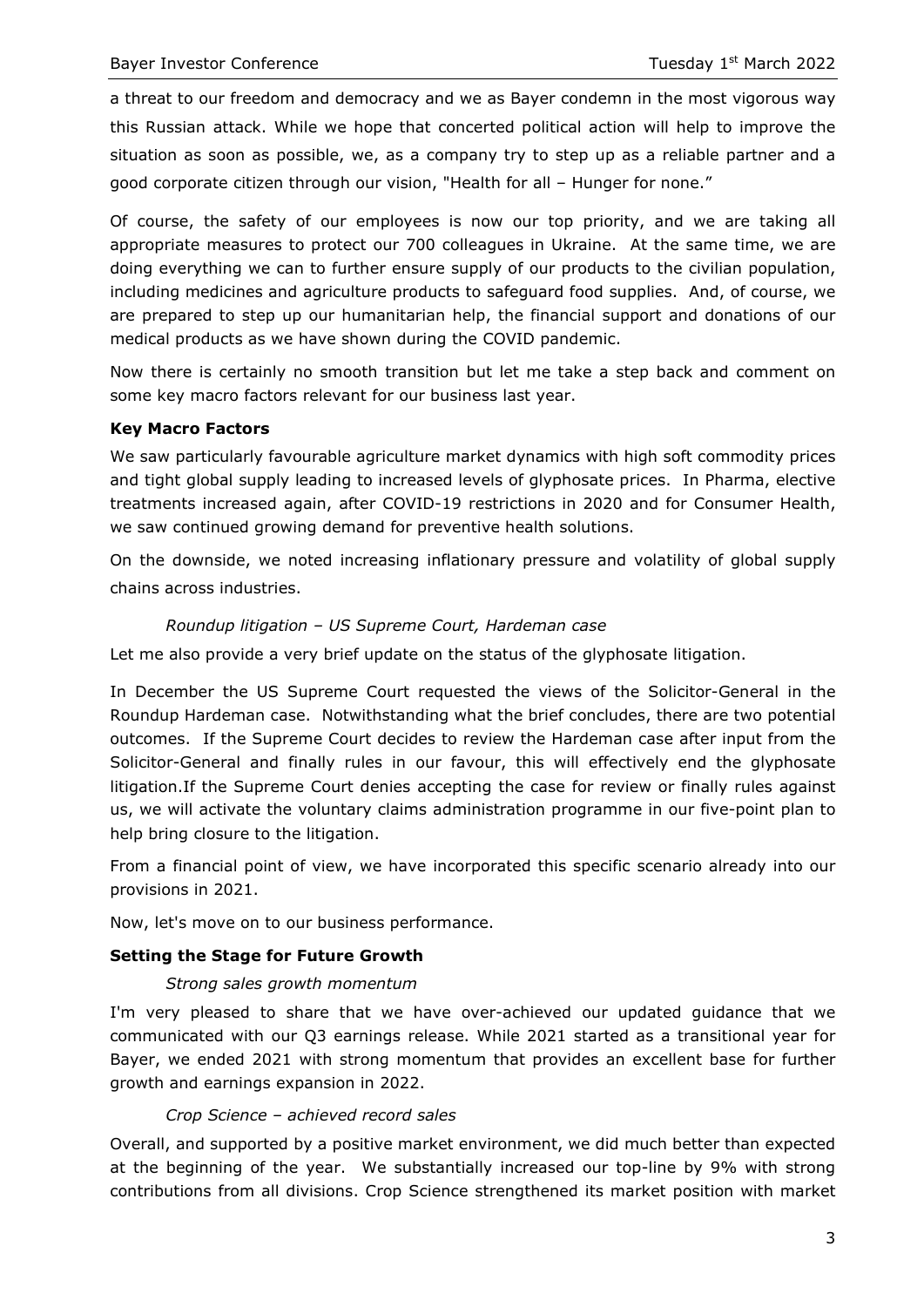a threat to our freedom and democracy and we as Bayer condemn in the most vigorous way this Russian attack. While we hope that concerted political action will help to improve the situation as soon as possible, we, as a company try to step up as a reliable partner and a good corporate citizen through our vision, "Health for all – Hunger for none."

Of course, the safety of our employees is now our top priority, and we are taking all appropriate measures to protect our 700 colleagues in Ukraine. At the same time, we are doing everything we can to further ensure supply of our products to the civilian population, including medicines and agriculture products to safeguard food supplies. And, of course, we are prepared to step up our humanitarian help, the financial support and donations of our medical products as we have shown during the COVID pandemic.

Now there is certainly no smooth transition but let me take a step back and comment on some key macro factors relevant for our business last year.

**Key Macro Factors**

We saw particularly favourable agriculture market dynamics with high soft commodity prices and tight global supply leading to increased levels of glyphosate prices. In Pharma, elective treatments increased again, after COVID-19 restrictions in 2020 and for Consumer Health, we saw continued growing demand for preventive health solutions.

On the downside, we noted increasing inflationary pressure and volatility of global supply chains across industries.

*Roundup litigation – US Supreme Court, Hardeman case*

Let me also provide a very brief update on the status of the glyphosate litigation.

In December the US Supreme Court requested the views of the Solicitor-General in the Roundup Hardeman case. Notwithstanding what the brief concludes, there are two potential outcomes. If the Supreme Court decides to review the Hardeman case after input from the Solicitor-General and finally rules in our favour, this will effectively end the glyphosate litigation.If the Supreme Court denies accepting the case for review or finally rules against us, we will activate the voluntary claims administration programme in our five-point plan to help bring closure to the litigation.

From a financial point of view, we have incorporated this specific scenario already into our provisions in 2021.

Now, let's move on to our business performance.

**Setting the Stage for Future Growth**

*Strong sales growth momentum*

I'm very pleased to share that we have over-achieved our updated guidance that we communicated with our Q3 earnings release. While 2021 started as a transitional year for Bayer, we ended 2021 with strong momentum that provides an excellent base for further growth and earnings expansion in 2022.

*Crop Science – achieved record sales*

Overall, and supported by a positive market environment, we did much better than expected at the beginning of the year. We substantially increased our top-line by 9% with strong contributions from all divisions. Crop Science strengthened its market position with market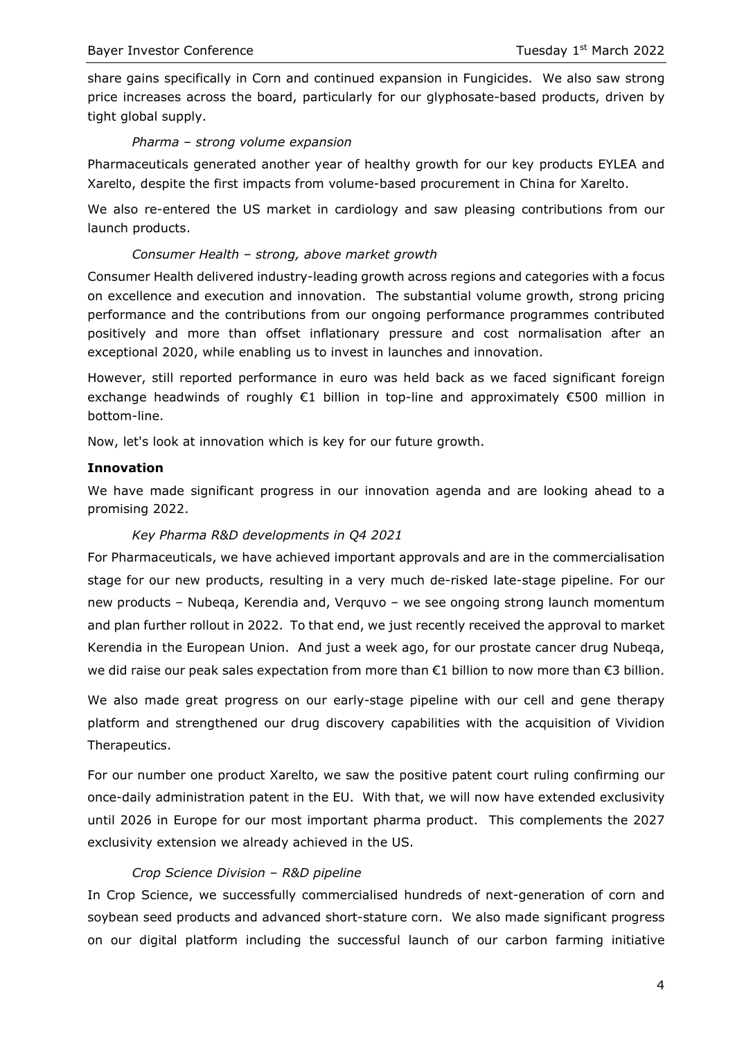share gains specifically in Corn and continued expansion in Fungicides. We also saw strong price increases across the board, particularly for our glyphosate-based products, driven by tight global supply.

*Pharma – strong volume expansion*

Pharmaceuticals generated another year of healthy growth for our key products EYLEA and Xarelto, despite the first impacts from volume-based procurement in China for Xarelto.

We also re-entered the US market in cardiology and saw pleasing contributions from our launch products.

*Consumer Health – strong, above market growth*

Consumer Health delivered industry-leading growth across regions and categories with a focus on excellence and execution and innovation. The substantial volume growth, strong pricing performance and the contributions from our ongoing performance programmes contributed positively and more than offset inflationary pressure and cost normalisation after an exceptional 2020, while enabling us to invest in launches and innovation.

However, still reported performance in euro was held back as we faced significant foreign exchange headwinds of roughly €1 billion in top-line and approximately €500 million in bottom-line.

Now, let's look at innovation which is key for our future growth.

**Innovation**

We have made significant progress in our innovation agenda and are looking ahead to a promising 2022.

*Key Pharma R&D developments in Q4 2021*

For Pharmaceuticals, we have achieved important approvals and are in the commercialisation stage for our new products, resulting in a very much de-risked late-stage pipeline. For our new products – Nubeqa, Kerendia and, Verquvo – we see ongoing strong launch momentum and plan further rollout in 2022. To that end, we just recently received the approval to market Kerendia in the European Union. And just a week ago, for our prostate cancer drug Nubeqa, we did raise our peak sales expectation from more than €1 billion to now more than €3 billion.

We also made great progress on our early-stage pipeline with our cell and gene therapy platform and strengthened our drug discovery capabilities with the acquisition of Vividion Therapeutics.

For our number one product Xarelto, we saw the positive patent court ruling confirming our once-daily administration patent in the EU. With that, we will now have extended exclusivity until 2026 in Europe for our most important pharma product. This complements the 2027 exclusivity extension we already achieved in the US.

*Crop Science Division – R&D pipeline*

In Crop Science, we successfully commercialised hundreds of next-generation of corn and soybean seed products and advanced short-stature corn. We also made significant progress on our digital platform including the successful launch of our carbon farming initiative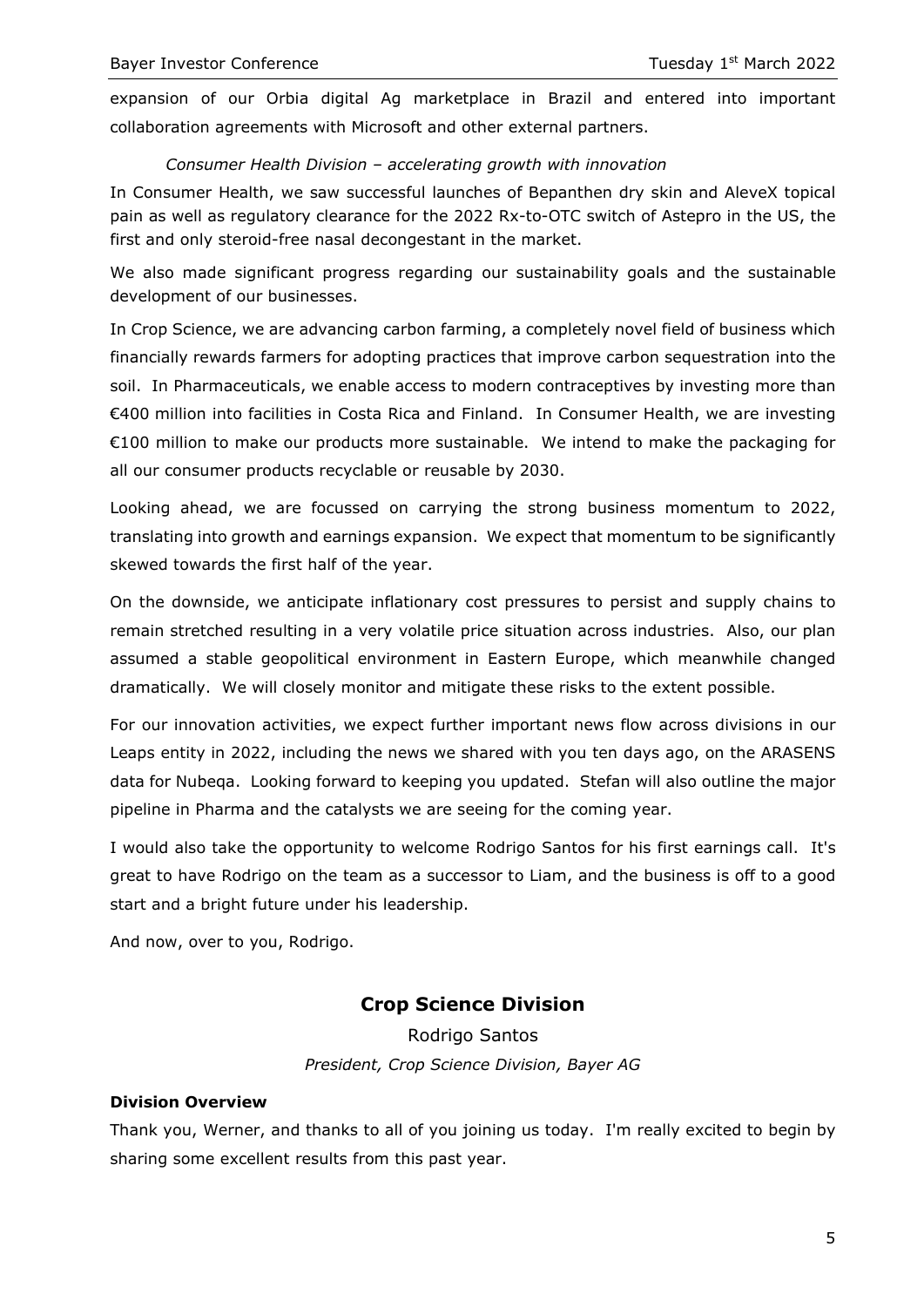expansion of our Orbia digital Ag marketplace in Brazil and entered into important collaboration agreements with Microsoft and other external partners.

*Consumer Health Division – accelerating growth with innovation*

In Consumer Health, we saw successful launches of Bepanthen dry skin and AleveX topical pain as well as regulatory clearance for the 2022 Rx-to-OTC switch of Astepro in the US, the first and only steroid-free nasal decongestant in the market.

We also made significant progress regarding our sustainability goals and the sustainable development of our businesses.

In Crop Science, we are advancing carbon farming, a completely novel field of business which financially rewards farmers for adopting practices that improve carbon sequestration into the soil. In Pharmaceuticals, we enable access to modern contraceptives by investing more than €400 million into facilities in Costa Rica and Finland. In Consumer Health, we are investing €100 million to make our products more sustainable. We intend to make the packaging for all our consumer products recyclable or reusable by 2030.

Looking ahead, we are focussed on carrying the strong business momentum to 2022, translating into growth and earnings expansion. We expect that momentum to be significantly skewed towards the first half of the year.

On the downside, we anticipate inflationary cost pressures to persist and supply chains to remain stretched resulting in a very volatile price situation across industries. Also, our plan assumed a stable geopolitical environment in Eastern Europe, which meanwhile changed dramatically. We will closely monitor and mitigate these risks to the extent possible.

For our innovation activities, we expect further important news flow across divisions in our Leaps entity in 2022, including the news we shared with you ten days ago, on the ARASENS data for Nubeqa. Looking forward to keeping you updated. Stefan will also outline the major pipeline in Pharma and the catalysts we are seeing for the coming year.

I would also take the opportunity to welcome Rodrigo Santos for his first earnings call. It's great to have Rodrigo on the team as a successor to Liam, and the business is off to a good start and a bright future under his leadership.

And now, over to you, Rodrigo.

## Crop Science Division

Rodrigo Santos

*President, Crop Science Division, Bayer AG*

**Division Overview**

Thank you, Werner, and thanks to all of you joining us today. I'm really excited to begin by sharing some excellent results from this past year.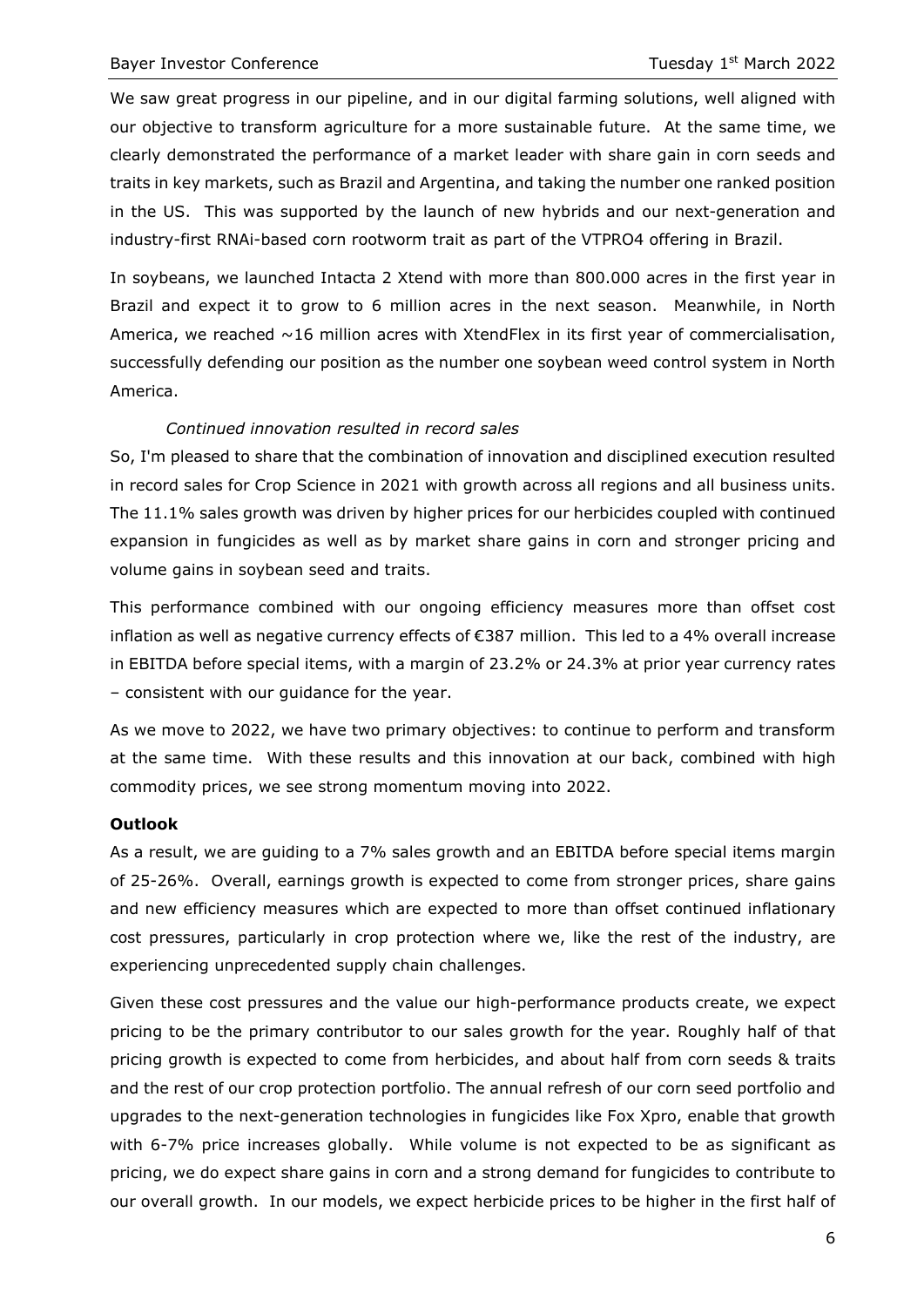We saw great progress in our pipeline, and in our digital farming solutions, well aligned with our objective to transform agriculture for a more sustainable future. At the same time, we clearly demonstrated the performance of a market leader with share gain in corn seeds and traits in key markets, such as Brazil and Argentina, and taking the number one ranked position in the US. This was supported by the launch of new hybrids and our next-generation and industry-first RNAi-based corn rootworm trait as part of the VTPRO4 offering in Brazil.

In soybeans, we launched Intacta 2 Xtend with more than 800.000 acres in the first year in Brazil and expect it to grow to 6 million acres in the next season. Meanwhile, in North America, we reached ~16 million acres with XtendFlex in its first year of commercialisation, successfully defending our position as the number one soybean weed control system in North America.

*Continued innovation resulted in record sales*

So, I'm pleased to share that the combination of innovation and disciplined execution resulted in record sales for Crop Science in 2021 with growth across all regions and all business units. The 11.1% sales growth was driven by higher prices for our herbicides coupled with continued expansion in fungicides as well as by market share gains in corn and stronger pricing and volume gains in soybean seed and traits.

This performance combined with our ongoing efficiency measures more than offset cost inflation as well as negative currency effects of €387 million. This led to a 4% overall increase in EBITDA before special items, with a margin of 23.2% or 24.3% at prior year currency rates – consistent with our guidance for the year.

As we move to 2022, we have two primary objectives: to continue to perform and transform at the same time. With these results and this innovation at our back, combined with high commodity prices, we see strong momentum moving into 2022.

**Outlook**

As a result, we are guiding to a 7% sales growth and an EBITDA before special items margin of 25-26%. Overall, earnings growth is expected to come from stronger prices, share gains and new efficiency measures which are expected to more than offset continued inflationary cost pressures, particularly in crop protection where we, like the rest of the industry, are experiencing unprecedented supply chain challenges.

Given these cost pressures and the value our high-performance products create, we expect pricing to be the primary contributor to our sales growth for the year. Roughly half of that pricing growth is expected to come from herbicides, and about half from corn seeds & traits and the rest of our crop protection portfolio. The annual refresh of our corn seed portfolio and upgrades to the next-generation technologies in fungicides like Fox Xpro, enable that growth with 6-7% price increases globally. While volume is not expected to be as significant as pricing, we do expect share gains in corn and a strong demand for fungicides to contribute to our overall growth. In our models, we expect herbicide prices to be higher in the first half of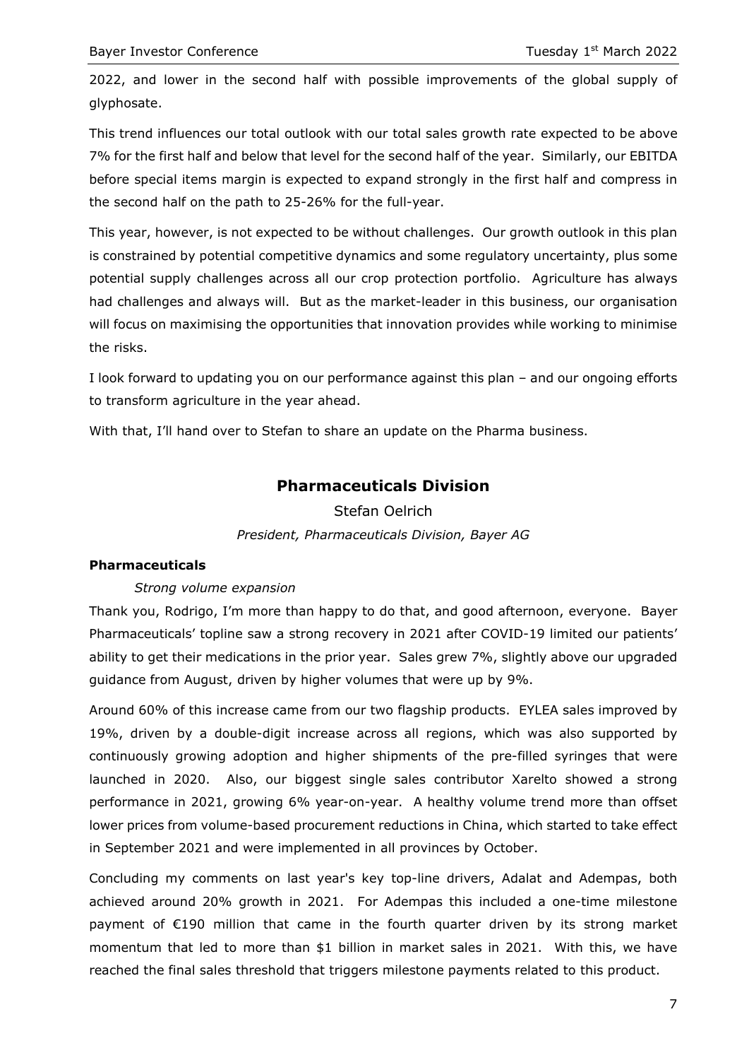2022, and lower in the second half with possible improvements of the global supply of glyphosate.

This trend influences our total outlook with our total sales growth rate expected to be above 7% for the first half and below that level for the second half of the year. Similarly, our EBITDA before special items margin is expected to expand strongly in the first half and compress in the second half on the path to 25-26% for the full-year.

This year, however, is not expected to be without challenges. Our growth outlook in this plan is constrained by potential competitive dynamics and some regulatory uncertainty, plus some potential supply challenges across all our crop protection portfolio. Agriculture has always had challenges and always will. But as the market-leader in this business, our organisation will focus on maximising the opportunities that innovation provides while working to minimise the risks.

I look forward to updating you on our performance against this plan – and our ongoing efforts to transform agriculture in the year ahead.

With that, I'll hand over to Stefan to share an update on the Pharma business.

## Pharmaceuticals Division

Stefan Oelrich

*President, Pharmaceuticals Division, Bayer AG*

### Pharmaceuticals

*Strong volume expansion*

Thank you, Rodrigo, I'm more than happy to do that, and good afternoon, everyone. Bayer Pharmaceuticals' topline saw a strong recovery in 2021 after COVID-19 limited our patients' ability to get their medications in the prior year. Sales grew 7%, slightly above our upgraded guidance from August, driven by higher volumes that were up by 9%.

Around 60% of this increase came from our two flagship products. EYLEA sales improved by 19%, driven by a double-digit increase across all regions, which was also supported by continuously growing adoption and higher shipments of the pre-filled syringes that were launched in 2020. Also, our biggest single sales contributor Xarelto showed a strong performance in 2021, growing 6% year-on-year. A healthy volume trend more than offset lower prices from volume-based procurement reductions in China, which started to take effect in September 2021 and were implemented in all provinces by October.

Concluding my comments on last year's key top-line drivers, Adalat and Adempas, both achieved around 20% growth in 2021. For Adempas this included a one-time milestone payment of €190 million that came in the fourth quarter driven by its strong market momentum that led to more than $1 billion in market sales in 2021. With this, we have reached the final sales threshold that triggers milestone payments related to this product.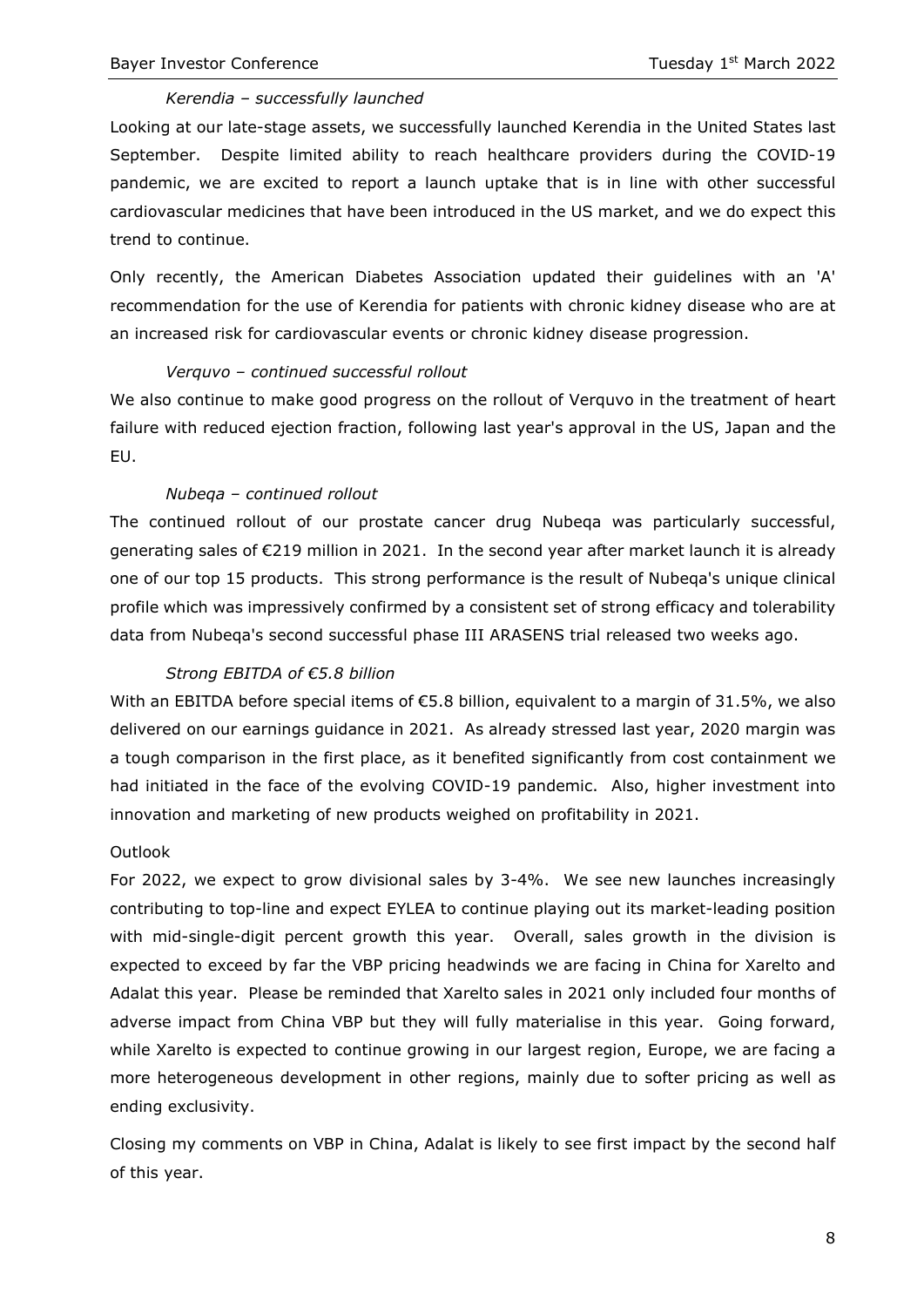*Kerendia – successfully launched*

Looking at our late-stage assets, we successfully launched Kerendia in the United States last September. Despite limited ability to reach healthcare providers during the COVID-19 pandemic, we are excited to report a launch uptake that is in line with other successful cardiovascular medicines that have been introduced in the US market, and we do expect this trend to continue.

Only recently, the American Diabetes Association updated their guidelines with an 'A' recommendation for the use of Kerendia for patients with chronic kidney disease who are at an increased risk for cardiovascular events or chronic kidney disease progression.

*Verquvo – continued successful rollout*

We also continue to make good progress on the rollout of Verquvo in the treatment of heart failure with reduced ejection fraction, following last year's approval in the US, Japan and the EU.

*Nubeqa – continued rollout*

The continued rollout of our prostate cancer drug Nubeqa was particularly successful, generating sales of €219 million in 2021. In the second year after market launch it is already one of our top 15 products. This strong performance is the result of Nubeqa's unique clinical profile which was impressively confirmed by a consistent set of strong efficacy and tolerability data from Nubeqa's second successful phase III ARASENS trial released two weeks ago.

*Strong EBITDA of €5.8 billion*

With an EBITDA before special items of €5.8 billion, equivalent to a margin of 31.5%, we also delivered on our earnings guidance in 2021. As already stressed last year, 2020 margin was a tough comparison in the first place, as it benefited significantly from cost containment we had initiated in the face of the evolving COVID-19 pandemic. Also, higher investment into innovation and marketing of new products weighed on profitability in 2021.

Outlook

For 2022, we expect to grow divisional sales by 3-4%. We see new launches increasingly contributing to top-line and expect EYLEA to continue playing out its market-leading position with mid-single-digit percent growth this year. Overall, sales growth in the division is expected to exceed by far the VBP pricing headwinds we are facing in China for Xarelto and Adalat this year. Please be reminded that Xarelto sales in 2021 only included four months of adverse impact from China VBP but they will fully materialise in this year. Going forward, while Xarelto is expected to continue growing in our largest region, Europe, we are facing a more heterogeneous development in other regions, mainly due to softer pricing as well as ending exclusivity.

Closing my comments on VBP in China, Adalat is likely to see first impact by the second half of this year.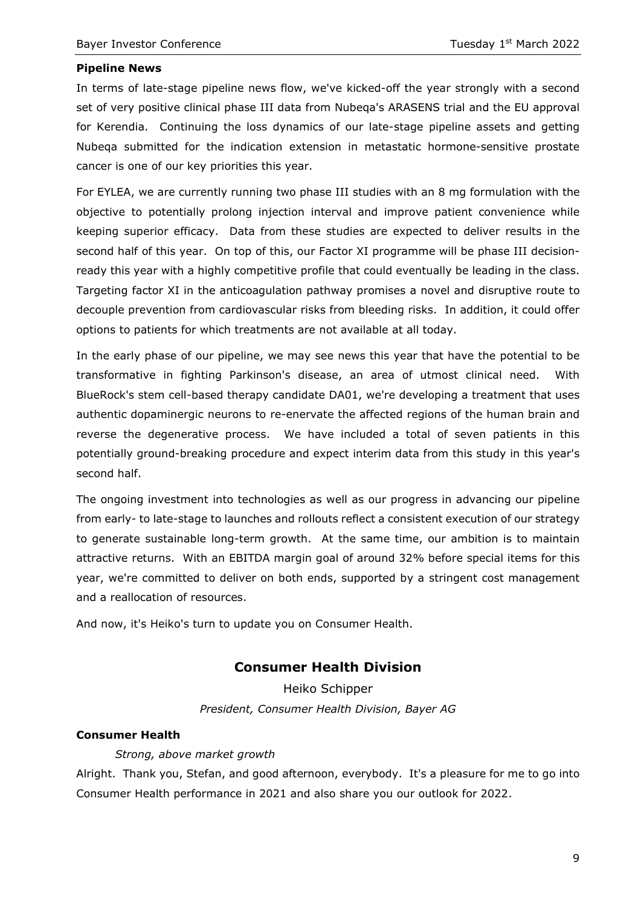**Pipeline News**

In terms of late-stage pipeline news flow, we've kicked-off the year strongly with a second set of very positive clinical phase III data from Nubeqa's ARASENS trial and the EU approval for Kerendia. Continuing the loss dynamics of our late-stage pipeline assets and getting Nubeqa submitted for the indication extension in metastatic hormone-sensitive prostate cancer is one of our key priorities this year.

For EYLEA, we are currently running two phase III studies with an 8 mg formulation with the objective to potentially prolong injection interval and improve patient convenience while keeping superior efficacy. Data from these studies are expected to deliver results in the second half of this year. On top of this, our Factor XI programme will be phase III decision-ready this year with a highly competitive profile that could eventually be leading in the class. Targeting factor XI in the anticoagulation pathway promises a novel and disruptive route to decouple prevention from cardiovascular risks from bleeding risks. In addition, it could offer options to patients for which treatments are not available at all today.

In the early phase of our pipeline, we may see news this year that have the potential to be transformative in fighting Parkinson's disease, an area of utmost clinical need. With BlueRock's stem cell-based therapy candidate DA01, we're developing a treatment that uses authentic dopaminergic neurons to re-enervate the affected regions of the human brain and reverse the degenerative process. We have included a total of seven patients in this potentially ground-breaking procedure and expect interim data from this study in this year's second half.

The ongoing investment into technologies as well as our progress in advancing our pipeline from early- to late-stage to launches and rollouts reflect a consistent execution of our strategy to generate sustainable long-term growth. At the same time, our ambition is to maintain attractive returns. With an EBITDA margin goal of around 32% before special items for this year, we're committed to deliver on both ends, supported by a stringent cost management and a reallocation of resources.

And now, it's Heiko's turn to update you on Consumer Health.

## Consumer Health Division

Heiko Schipper

*President, Consumer Health Division, Bayer AG*

**Consumer Health**

*Strong, above market growth*

Alright. Thank you, Stefan, and good afternoon, everybody. It's a pleasure for me to go into Consumer Health performance in 2021 and also share you our outlook for 2022.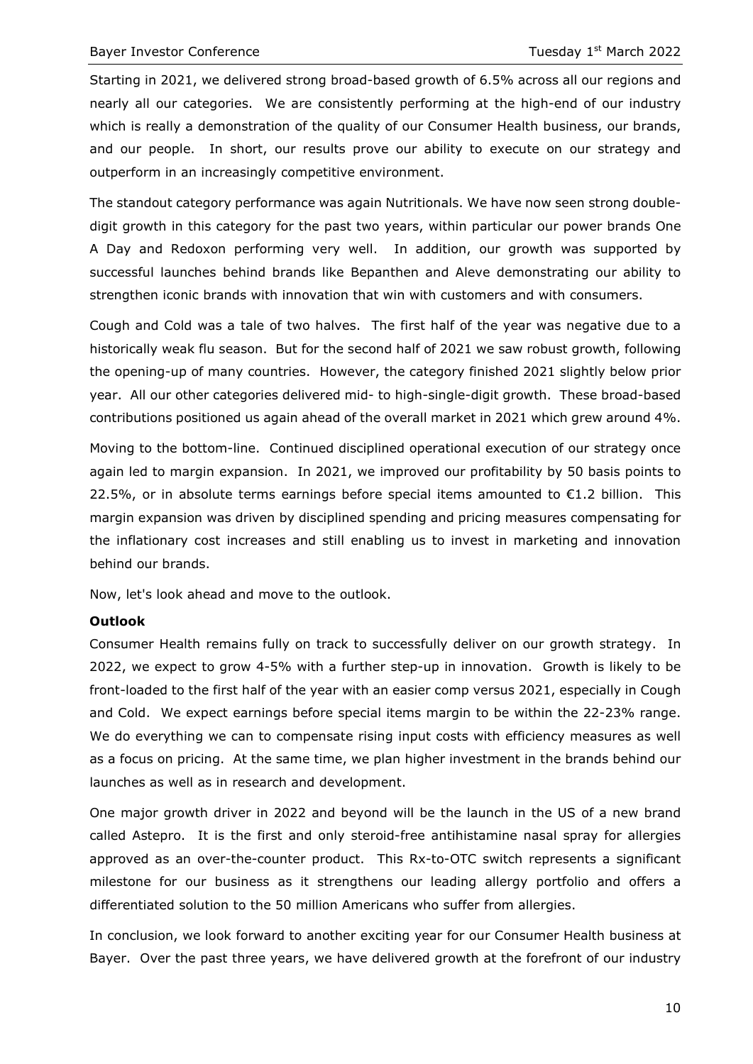Starting in 2021, we delivered strong broad-based growth of 6.5% across all our regions and nearly all our categories. We are consistently performing at the high-end of our industry which is really a demonstration of the quality of our Consumer Health business, our brands, and our people. In short, our results prove our ability to execute on our strategy and outperform in an increasingly competitive environment.

The standout category performance was again Nutritionals. We have now seen strong double-digit growth in this category for the past two years, within particular our power brands One A Day and Redoxon performing very well. In addition, our growth was supported by successful launches behind brands like Bepanthen and Aleve demonstrating our ability to strengthen iconic brands with innovation that win with customers and with consumers.

Cough and Cold was a tale of two halves. The first half of the year was negative due to a historically weak flu season. But for the second half of 2021 we saw robust growth, following the opening-up of many countries. However, the category finished 2021 slightly below prior year. All our other categories delivered mid- to high-single-digit growth. These broad-based contributions positioned us again ahead of the overall market in 2021 which grew around 4%.

Moving to the bottom-line. Continued disciplined operational execution of our strategy once again led to margin expansion. In 2021, we improved our profitability by 50 basis points to 22.5%, or in absolute terms earnings before special items amounted to €1.2 billion. This margin expansion was driven by disciplined spending and pricing measures compensating for the inflationary cost increases and still enabling us to invest in marketing and innovation behind our brands.

Now, let's look ahead and move to the outlook.

**Outlook**

Consumer Health remains fully on track to successfully deliver on our growth strategy. In 2022, we expect to grow 4-5% with a further step-up in innovation. Growth is likely to be front-loaded to the first half of the year with an easier comp versus 2021, especially in Cough and Cold. We expect earnings before special items margin to be within the 22-23% range. We do everything we can to compensate rising input costs with efficiency measures as well as a focus on pricing. At the same time, we plan higher investment in the brands behind our launches as well as in research and development.

One major growth driver in 2022 and beyond will be the launch in the US of a new brand called Astepro. It is the first and only steroid-free antihistamine nasal spray for allergies approved as an over-the-counter product. This Rx-to-OTC switch represents a significant milestone for our business as it strengthens our leading allergy portfolio and offers a differentiated solution to the 50 million Americans who suffer from allergies.

In conclusion, we look forward to another exciting year for our Consumer Health business at Bayer. Over the past three years, we have delivered growth at the forefront of our industry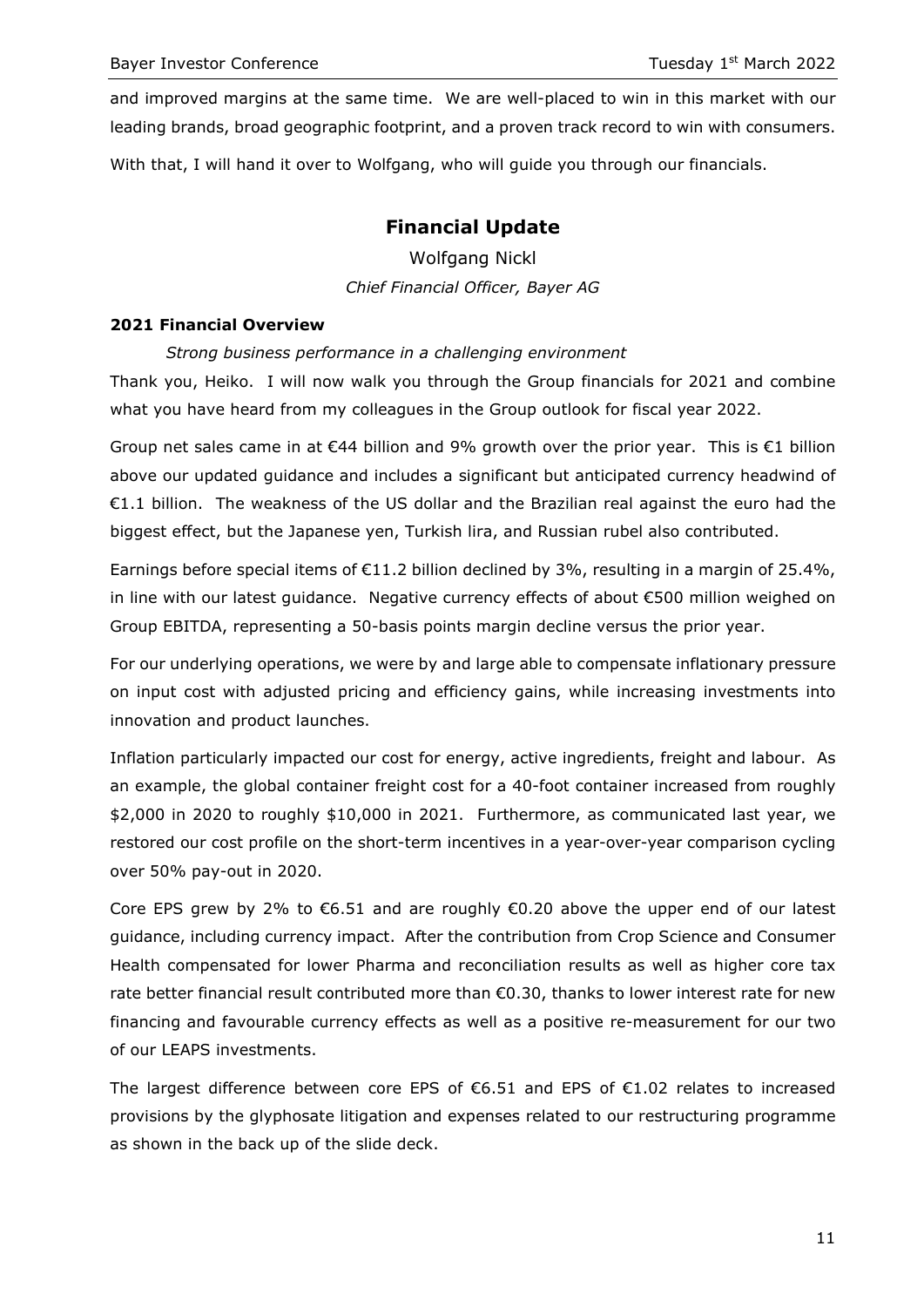and improved margins at the same time. We are well-placed to win in this market with our leading brands, broad geographic footprint, and a proven track record to win with consumers.

With that, I will hand it over to Wolfgang, who will guide you through our financials.

## Financial Update

Wolfgang Nickl

*Chief Financial Officer, Bayer AG*

### 2021 Financial Overview

*Strong business performance in a challenging environment*

Thank you, Heiko. I will now walk you through the Group financials for 2021 and combine what you have heard from my colleagues in the Group outlook for fiscal year 2022.

Group net sales came in at €44 billion and 9% growth over the prior year. This is €1 billion above our updated guidance and includes a significant but anticipated currency headwind of €1.1 billion. The weakness of the US dollar and the Brazilian real against the euro had the biggest effect, but the Japanese yen, Turkish lira, and Russian rubel also contributed.

Earnings before special items of €11.2 billion declined by 3%, resulting in a margin of 25.4%, in line with our latest guidance. Negative currency effects of about €500 million weighed on Group EBITDA, representing a 50-basis points margin decline versus the prior year.

For our underlying operations, we were by and large able to compensate inflationary pressure on input cost with adjusted pricing and efficiency gains, while increasing investments into innovation and product launches.

Inflation particularly impacted our cost for energy, active ingredients, freight and labour. As an example, the global container freight cost for a 40-foot container increased from roughly $2,000 in 2020 to roughly $10,000 in 2021. Furthermore, as communicated last year, we restored our cost profile on the short-term incentives in a year-over-year comparison cycling over 50% pay-out in 2020.

Core EPS grew by 2% to €6.51 and are roughly €0.20 above the upper end of our latest guidance, including currency impact. After the contribution from Crop Science and Consumer Health compensated for lower Pharma and reconciliation results as well as higher core tax rate better financial result contributed more than €0.30, thanks to lower interest rate for new financing and favourable currency effects as well as a positive re-measurement for our two of our LEAPS investments.

The largest difference between core EPS of €6.51 and EPS of €1.02 relates to increased provisions by the glyphosate litigation and expenses related to our restructuring programme as shown in the back up of the slide deck.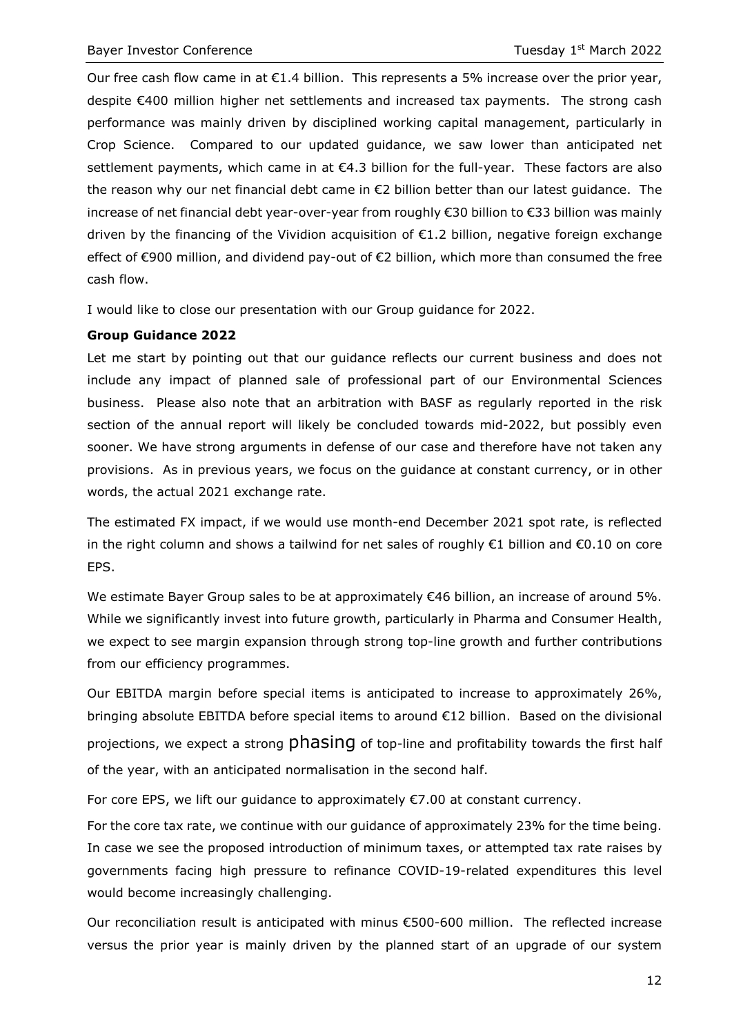Our free cash flow came in at €1.4 billion. This represents a 5% increase over the prior year, despite €400 million higher net settlements and increased tax payments. The strong cash performance was mainly driven by disciplined working capital management, particularly in Crop Science. Compared to our updated guidance, we saw lower than anticipated net settlement payments, which came in at €4.3 billion for the full-year. These factors are also the reason why our net financial debt came in €2 billion better than our latest guidance. The increase of net financial debt year-over-year from roughly €30 billion to €33 billion was mainly driven by the financing of the Vividion acquisition of €1.2 billion, negative foreign exchange effect of €900 million, and dividend pay-out of €2 billion, which more than consumed the free cash flow.

I would like to close our presentation with our Group guidance for 2022.

**Group Guidance 2022**

Let me start by pointing out that our guidance reflects our current business and does not include any impact of planned sale of professional part of our Environmental Sciences business. Please also note that an arbitration with BASF as regularly reported in the risk section of the annual report will likely be concluded towards mid-2022, but possibly even sooner. We have strong arguments in defense of our case and therefore have not taken any provisions. As in previous years, we focus on the guidance at constant currency, or in other words, the actual 2021 exchange rate.

The estimated FX impact, if we would use month-end December 2021 spot rate, is reflected in the right column and shows a tailwind for net sales of roughly €1 billion and €0.10 on core EPS.

We estimate Bayer Group sales to be at approximately €46 billion, an increase of around 5%. While we significantly invest into future growth, particularly in Pharma and Consumer Health, we expect to see margin expansion through strong top-line growth and further contributions from our efficiency programmes.

Our EBITDA margin before special items is anticipated to increase to approximately 26%, bringing absolute EBITDA before special items to around €12 billion. Based on the divisional projections, we expect a strong phasing of top-line and profitability towards the first half of the year, with an anticipated normalisation in the second half.

For core EPS, we lift our guidance to approximately €7.00 at constant currency.

For the core tax rate, we continue with our guidance of approximately 23% for the time being. In case we see the proposed introduction of minimum taxes, or attempted tax rate raises by governments facing high pressure to refinance COVID-19-related expenditures this level would become increasingly challenging.

Our reconciliation result is anticipated with minus €500-600 million. The reflected increase versus the prior year is mainly driven by the planned start of an upgrade of our system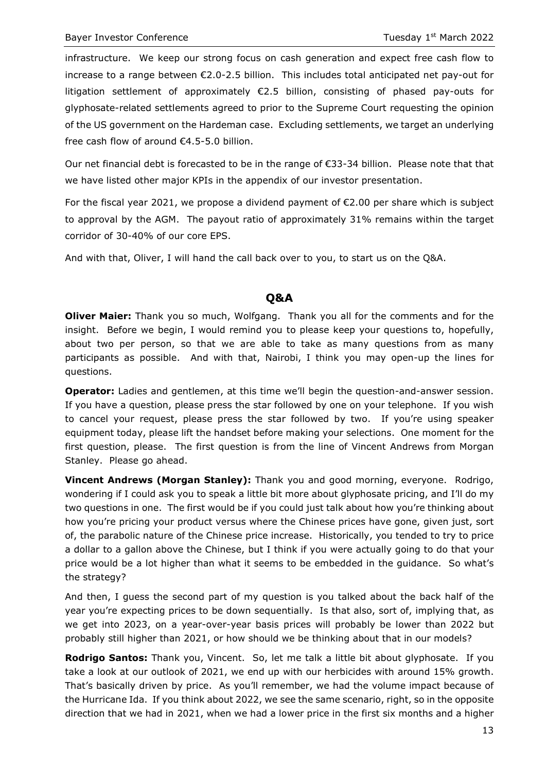infrastructure. We keep our strong focus on cash generation and expect free cash flow to increase to a range between €2.0-2.5 billion. This includes total anticipated net pay-out for litigation settlement of approximately €2.5 billion, consisting of phased pay-outs for glyphosate-related settlements agreed to prior to the Supreme Court requesting the opinion of the US government on the Hardeman case. Excluding settlements, we target an underlying free cash flow of around €4.5-5.0 billion.

Our net financial debt is forecasted to be in the range of €33-34 billion. Please note that that we have listed other major KPIs in the appendix of our investor presentation.

For the fiscal year 2021, we propose a dividend payment of €2.00 per share which is subject to approval by the AGM. The payout ratio of approximately 31% remains within the target corridor of 30-40% of our core EPS.

And with that, Oliver, I will hand the call back over to you, to start us on the Q&A.

## Q&A

**Oliver Maier:** Thank you so much, Wolfgang. Thank you all for the comments and for the insight. Before we begin, I would remind you to please keep your questions to, hopefully, about two per person, so that we are able to take as many questions from as many participants as possible. And with that, Nairobi, I think you may open-up the lines for questions.

**Operator:** Ladies and gentlemen, at this time we'll begin the question-and-answer session. If you have a question, please press the star followed by one on your telephone. If you wish to cancel your request, please press the star followed by two. If you're using speaker equipment today, please lift the handset before making your selections. One moment for the first question, please. The first question is from the line of Vincent Andrews from Morgan Stanley. Please go ahead.

**Vincent Andrews (Morgan Stanley):** Thank you and good morning, everyone. Rodrigo, wondering if I could ask you to speak a little bit more about glyphosate pricing, and I'll do my two questions in one. The first would be if you could just talk about how you're thinking about how you're pricing your product versus where the Chinese prices have gone, given just, sort of, the parabolic nature of the Chinese price increase. Historically, you tended to try to price a dollar to a gallon above the Chinese, but I think if you were actually going to do that your price would be a lot higher than what it seems to be embedded in the guidance. So what's the strategy?

And then, I guess the second part of my question is you talked about the back half of the year you're expecting prices to be down sequentially. Is that also, sort of, implying that, as we get into 2023, on a year-over-year basis prices will probably be lower than 2022 but probably still higher than 2021, or how should we be thinking about that in our models?

**Rodrigo Santos:** Thank you, Vincent. So, let me talk a little bit about glyphosate. If you take a look at our outlook of 2021, we end up with our herbicides with around 15% growth. That's basically driven by price. As you'll remember, we had the volume impact because of the Hurricane Ida. If you think about 2022, we see the same scenario, right, so in the opposite direction that we had in 2021, when we had a lower price in the first six months and a higher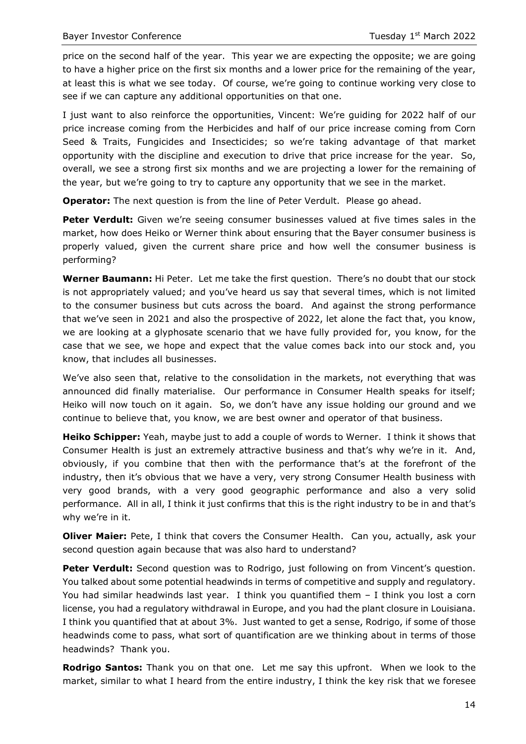price on the second half of the year. This year we are expecting the opposite; we are going to have a higher price on the first six months and a lower price for the remaining of the year, at least this is what we see today. Of course, we're going to continue working very close to see if we can capture any additional opportunities on that one.

I just want to also reinforce the opportunities, Vincent: We're guiding for 2022 half of our price increase coming from the Herbicides and half of our price increase coming from Corn Seed & Traits, Fungicides and Insecticides; so we're taking advantage of that market opportunity with the discipline and execution to drive that price increase for the year. So, overall, we see a strong first six months and we are projecting a lower for the remaining of the year, but we're going to try to capture any opportunity that we see in the market.

**Operator:** The next question is from the line of Peter Verdult. Please go ahead.

**Peter Verdult:** Given we're seeing consumer businesses valued at five times sales in the market, how does Heiko or Werner think about ensuring that the Bayer consumer business is properly valued, given the current share price and how well the consumer business is performing?

**Werner Baumann:** Hi Peter. Let me take the first question. There's no doubt that our stock is not appropriately valued; and you've heard us say that several times, which is not limited to the consumer business but cuts across the board. And against the strong performance that we've seen in 2021 and also the prospective of 2022, let alone the fact that, you know, we are looking at a glyphosate scenario that we have fully provided for, you know, for the case that we see, we hope and expect that the value comes back into our stock and, you know, that includes all businesses.

We've also seen that, relative to the consolidation in the markets, not everything that was announced did finally materialise. Our performance in Consumer Health speaks for itself; Heiko will now touch on it again. So, we don't have any issue holding our ground and we continue to believe that, you know, we are best owner and operator of that business.

**Heiko Schipper:** Yeah, maybe just to add a couple of words to Werner. I think it shows that Consumer Health is just an extremely attractive business and that's why we're in it. And, obviously, if you combine that then with the performance that's at the forefront of the industry, then it's obvious that we have a very, very strong Consumer Health business with very good brands, with a very good geographic performance and also a very solid performance. All in all, I think it just confirms that this is the right industry to be in and that's why we're in it.

**Oliver Maier:** Pete, I think that covers the Consumer Health. Can you, actually, ask your second question again because that was also hard to understand?

**Peter Verdult:** Second question was to Rodrigo, just following on from Vincent's question. You talked about some potential headwinds in terms of competitive and supply and regulatory. You had similar headwinds last year. I think you quantified them – I think you lost a corn license, you had a regulatory withdrawal in Europe, and you had the plant closure in Louisiana. I think you quantified that at about 3%. Just wanted to get a sense, Rodrigo, if some of those headwinds come to pass, what sort of quantification are we thinking about in terms of those headwinds? Thank you.

**Rodrigo Santos:** Thank you on that one. Let me say this upfront. When we look to the market, similar to what I heard from the entire industry, I think the key risk that we foresee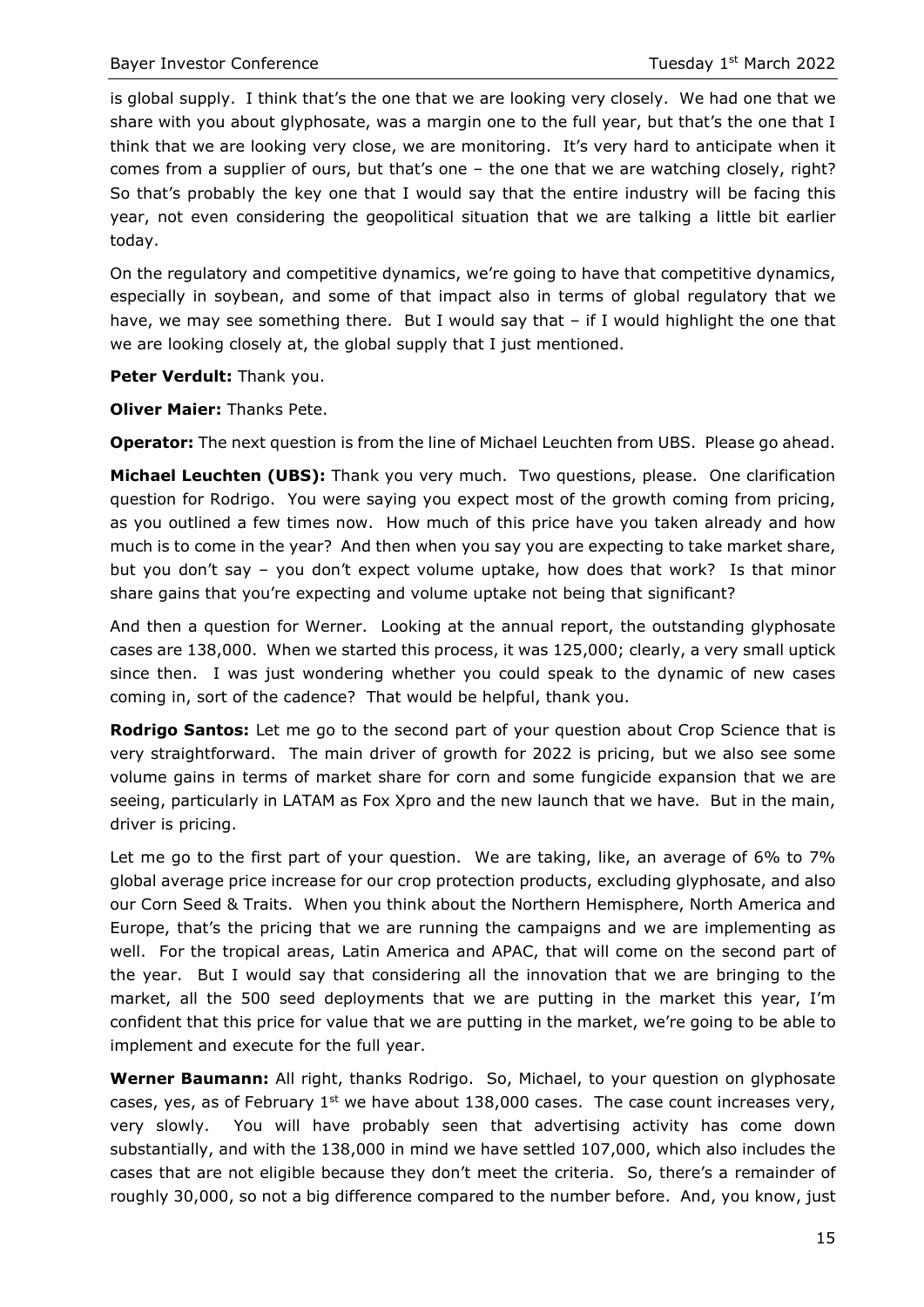is global supply. I think that's the one that we are looking very closely. We had one that we share with you about glyphosate, was a margin one to the full year, but that's the one that I think that we are looking very close, we are monitoring. It's very hard to anticipate when it comes from a supplier of ours, but that's one – the one that we are watching closely, right? So that's probably the key one that I would say that the entire industry will be facing this year, not even considering the geopolitical situation that we are talking a little bit earlier today.

On the regulatory and competitive dynamics, we're going to have that competitive dynamics, especially in soybean, and some of that impact also in terms of global regulatory that we have, we may see something there. But I would say that – if I would highlight the one that we are looking closely at, the global supply that I just mentioned.

**Peter Verdult:** Thank you.

**Oliver Maier:** Thanks Pete.

**Operator:** The next question is from the line of Michael Leuchten from UBS. Please go ahead.

**Michael Leuchten (UBS):** Thank you very much. Two questions, please. One clarification question for Rodrigo. You were saying you expect most of the growth coming from pricing, as you outlined a few times now. How much of this price have you taken already and how much is to come in the year? And then when you say you are expecting to take market share, but you don't say – you don't expect volume uptake, how does that work? Is that minor share gains that you're expecting and volume uptake not being that significant?

And then a question for Werner. Looking at the annual report, the outstanding glyphosate cases are 138,000. When we started this process, it was 125,000; clearly, a very small uptick since then. I was just wondering whether you could speak to the dynamic of new cases coming in, sort of the cadence? That would be helpful, thank you.

**Rodrigo Santos:** Let me go to the second part of your question about Crop Science that is very straightforward. The main driver of growth for 2022 is pricing, but we also see some volume gains in terms of market share for corn and some fungicide expansion that we are seeing, particularly in LATAM as Fox Xpro and the new launch that we have. But in the main, driver is pricing.

Let me go to the first part of your question. We are taking, like, an average of 6% to 7% global average price increase for our crop protection products, excluding glyphosate, and also our Corn Seed & Traits. When you think about the Northern Hemisphere, North America and Europe, that's the pricing that we are running the campaigns and we are implementing as well. For the tropical areas, Latin America and APAC, that will come on the second part of the year. But I would say that considering all the innovation that we are bringing to the market, all the 500 seed deployments that we are putting in the market this year, I'm confident that this price for value that we are putting in the market, we're going to be able to implement and execute for the full year.

**Werner Baumann:** All right, thanks Rodrigo. So, Michael, to your question on glyphosate cases, yes, as of February 1st we have about 138,000 cases. The case count increases very, very slowly. You will have probably seen that advertising activity has come down substantially, and with the 138,000 in mind we have settled 107,000, which also includes the cases that are not eligible because they don't meet the criteria. So, there's a remainder of roughly 30,000, so not a big difference compared to the number before. And, you know, just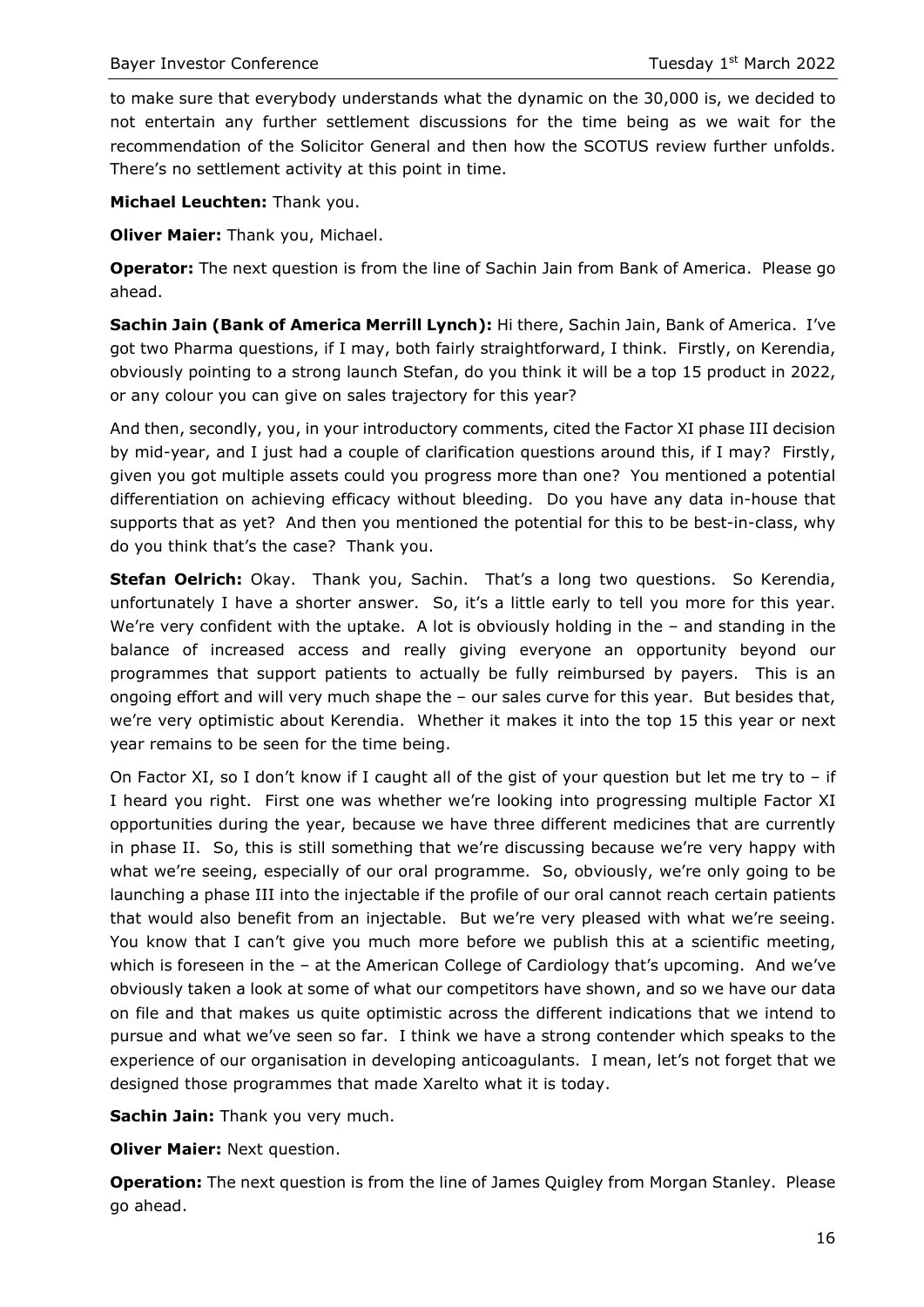to make sure that everybody understands what the dynamic on the 30,000 is, we decided to not entertain any further settlement discussions for the time being as we wait for the recommendation of the Solicitor General and then how the SCOTUS review further unfolds. There's no settlement activity at this point in time.

**Michael Leuchten:** Thank you.

**Oliver Maier:** Thank you, Michael.

**Operator:** The next question is from the line of Sachin Jain from Bank of America. Please go ahead.

**Sachin Jain (Bank of America Merrill Lynch):** Hi there, Sachin Jain, Bank of America. I've got two Pharma questions, if I may, both fairly straightforward, I think. Firstly, on Kerendia, obviously pointing to a strong launch Stefan, do you think it will be a top 15 product in 2022, or any colour you can give on sales trajectory for this year?

And then, secondly, you, in your introductory comments, cited the Factor XI phase III decision by mid-year, and I just had a couple of clarification questions around this, if I may? Firstly, given you got multiple assets could you progress more than one? You mentioned a potential differentiation on achieving efficacy without bleeding. Do you have any data in-house that supports that as yet? And then you mentioned the potential for this to be best-in-class, why do you think that's the case? Thank you.

**Stefan Oelrich:** Okay. Thank you, Sachin. That's a long two questions. So Kerendia, unfortunately I have a shorter answer. So, it's a little early to tell you more for this year. We're very confident with the uptake. A lot is obviously holding in the – and standing in the balance of increased access and really giving everyone an opportunity beyond our programmes that support patients to actually be fully reimbursed by payers. This is an ongoing effort and will very much shape the – our sales curve for this year. But besides that, we're very optimistic about Kerendia. Whether it makes it into the top 15 this year or next year remains to be seen for the time being.

On Factor XI, so I don't know if I caught all of the gist of your question but let me try to – if I heard you right. First one was whether we're looking into progressing multiple Factor XI opportunities during the year, because we have three different medicines that are currently in phase II. So, this is still something that we're discussing because we're very happy with what we're seeing, especially of our oral programme. So, obviously, we're only going to be launching a phase III into the injectable if the profile of our oral cannot reach certain patients that would also benefit from an injectable. But we're very pleased with what we're seeing. You know that I can't give you much more before we publish this at a scientific meeting, which is foreseen in the – at the American College of Cardiology that's upcoming. And we've obviously taken a look at some of what our competitors have shown, and so we have our data on file and that makes us quite optimistic across the different indications that we intend to pursue and what we've seen so far. I think we have a strong contender which speaks to the experience of our organisation in developing anticoagulants. I mean, let's not forget that we designed those programmes that made Xarelto what it is today.

**Sachin Jain:** Thank you very much.

**Oliver Maier:** Next question.

**Operation:** The next question is from the line of James Quigley from Morgan Stanley. Please go ahead.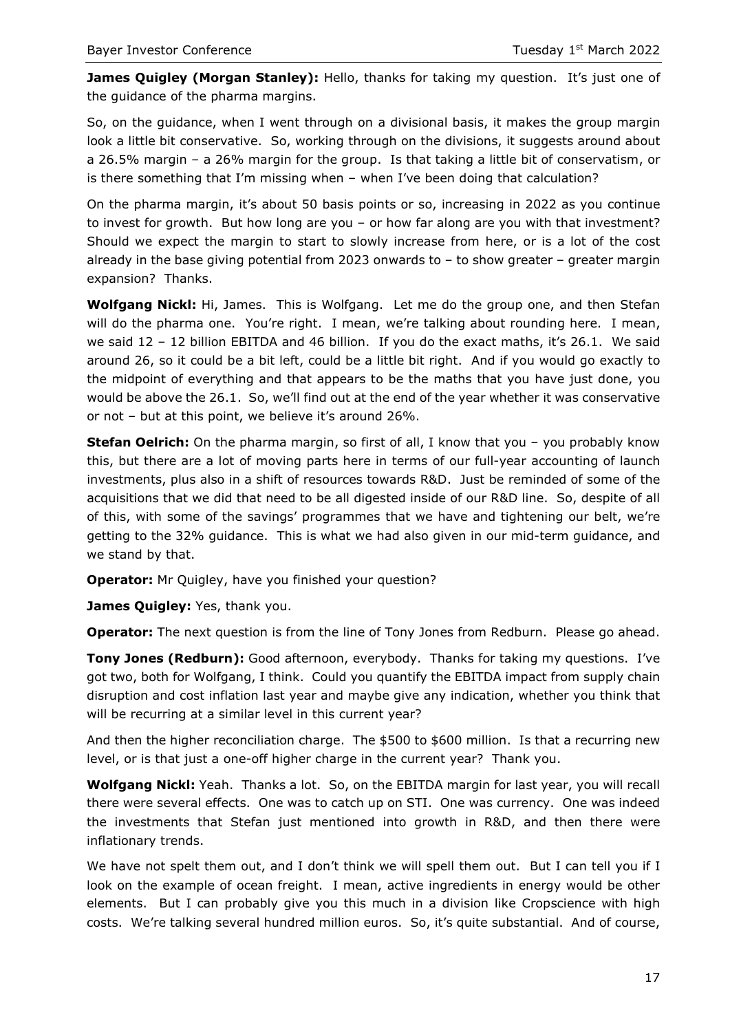**James Quigley (Morgan Stanley):** Hello, thanks for taking my question. It's just one of the guidance of the pharma margins.

So, on the guidance, when I went through on a divisional basis, it makes the group margin look a little bit conservative. So, working through on the divisions, it suggests around about a 26.5% margin – a 26% margin for the group. Is that taking a little bit of conservatism, or is there something that I'm missing when – when I've been doing that calculation?

On the pharma margin, it's about 50 basis points or so, increasing in 2022 as you continue to invest for growth. But how long are you – or how far along are you with that investment? Should we expect the margin to start to slowly increase from here, or is a lot of the cost already in the base giving potential from 2023 onwards to – to show greater – greater margin expansion? Thanks.

**Wolfgang Nickl:** Hi, James. This is Wolfgang. Let me do the group one, and then Stefan will do the pharma one. You're right. I mean, we're talking about rounding here. I mean, we said 12 – 12 billion EBITDA and 46 billion. If you do the exact maths, it's 26.1. We said around 26, so it could be a bit left, could be a little bit right. And if you would go exactly to the midpoint of everything and that appears to be the maths that you have just done, you would be above the 26.1. So, we'll find out at the end of the year whether it was conservative or not – but at this point, we believe it's around 26%.

**Stefan Oelrich:** On the pharma margin, so first of all, I know that you – you probably know this, but there are a lot of moving parts here in terms of our full-year accounting of launch investments, plus also in a shift of resources towards R&D. Just be reminded of some of the acquisitions that we did that need to be all digested inside of our R&D line. So, despite of all of this, with some of the savings' programmes that we have and tightening our belt, we're getting to the 32% guidance. This is what we had also given in our mid-term guidance, and we stand by that.

**Operator:** Mr Quigley, have you finished your question?

**James Quigley:** Yes, thank you.

**Operator:** The next question is from the line of Tony Jones from Redburn. Please go ahead.

**Tony Jones (Redburn):** Good afternoon, everybody. Thanks for taking my questions. I've got two, both for Wolfgang, I think. Could you quantify the EBITDA impact from supply chain disruption and cost inflation last year and maybe give any indication, whether you think that will be recurring at a similar level in this current year?

And then the higher reconciliation charge. The $500 to $600 million. Is that a recurring new level, or is that just a one-off higher charge in the current year? Thank you.

**Wolfgang Nickl:** Yeah. Thanks a lot. So, on the EBITDA margin for last year, you will recall there were several effects. One was to catch up on STI. One was currency. One was indeed the investments that Stefan just mentioned into growth in R&D, and then there were inflationary trends.

We have not spelt them out, and I don't think we will spell them out. But I can tell you if I look on the example of ocean freight. I mean, active ingredients in energy would be other elements. But I can probably give you this much in a division like Cropscience with high costs. We're talking several hundred million euros. So, it's quite substantial. And of course,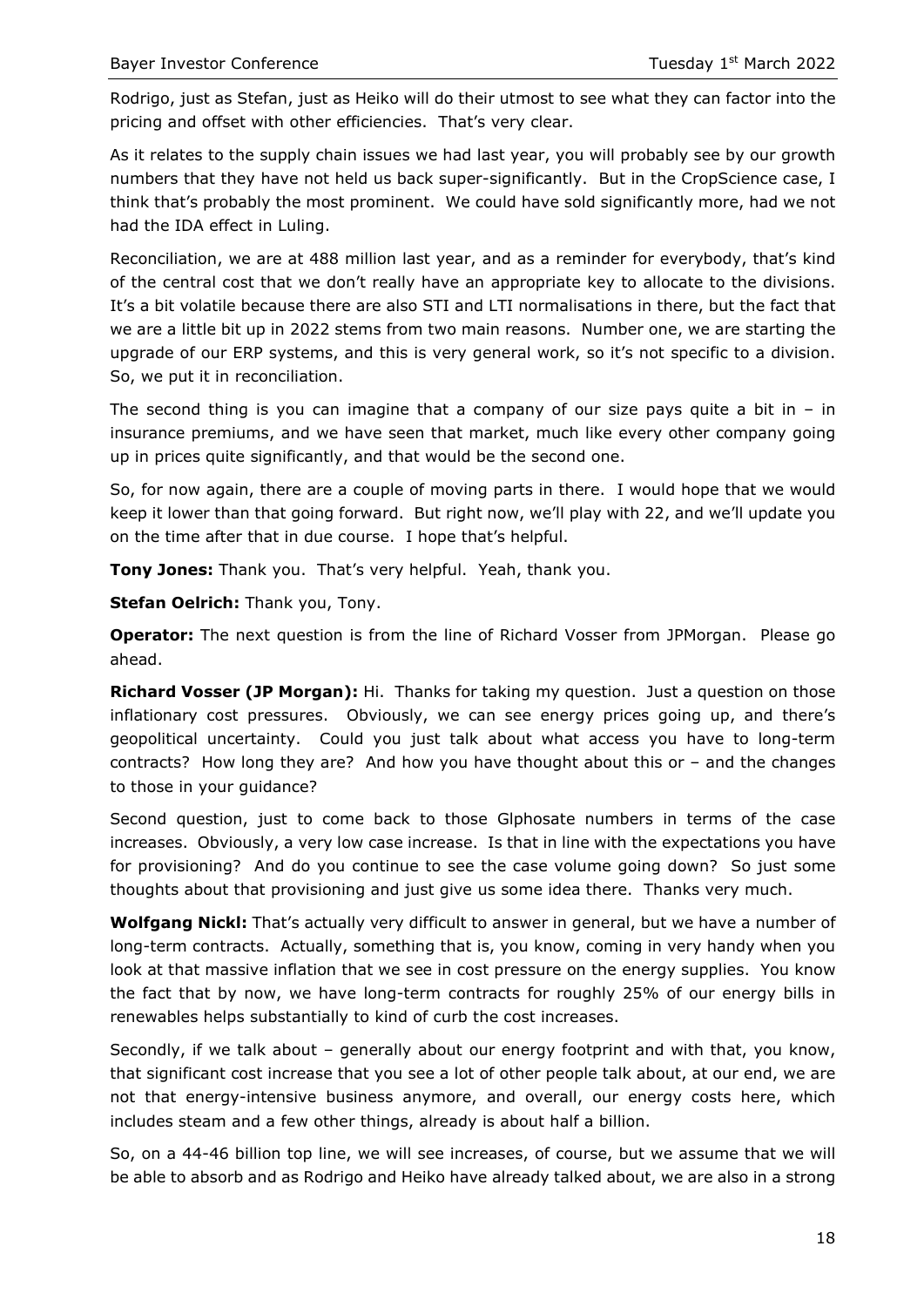Rodrigo, just as Stefan, just as Heiko will do their utmost to see what they can factor into the pricing and offset with other efficiencies. That's very clear.

As it relates to the supply chain issues we had last year, you will probably see by our growth numbers that they have not held us back super-significantly. But in the CropScience case, I think that's probably the most prominent. We could have sold significantly more, had we not had the IDA effect in Luling.

Reconciliation, we are at 488 million last year, and as a reminder for everybody, that's kind of the central cost that we don't really have an appropriate key to allocate to the divisions. It's a bit volatile because there are also STI and LTI normalisations in there, but the fact that we are a little bit up in 2022 stems from two main reasons. Number one, we are starting the upgrade of our ERP systems, and this is very general work, so it's not specific to a division. So, we put it in reconciliation.

The second thing is you can imagine that a company of our size pays quite a bit in – in insurance premiums, and we have seen that market, much like every other company going up in prices quite significantly, and that would be the second one.

So, for now again, there are a couple of moving parts in there. I would hope that we would keep it lower than that going forward. But right now, we'll play with 22, and we'll update you on the time after that in due course. I hope that's helpful.

**Tony Jones:** Thank you. That's very helpful. Yeah, thank you.

**Stefan Oelrich:** Thank you, Tony.

**Operator:** The next question is from the line of Richard Vosser from JPMorgan. Please go ahead.

**Richard Vosser (JP Morgan):** Hi. Thanks for taking my question. Just a question on those inflationary cost pressures. Obviously, we can see energy prices going up, and there's geopolitical uncertainty. Could you just talk about what access you have to long-term contracts? How long they are? And how you have thought about this or – and the changes to those in your guidance?

Second question, just to come back to those Glphosate numbers in terms of the case increases. Obviously, a very low case increase. Is that in line with the expectations you have for provisioning? And do you continue to see the case volume going down? So just some thoughts about that provisioning and just give us some idea there. Thanks very much.

**Wolfgang Nickl:** That's actually very difficult to answer in general, but we have a number of long-term contracts. Actually, something that is, you know, coming in very handy when you look at that massive inflation that we see in cost pressure on the energy supplies. You know the fact that by now, we have long-term contracts for roughly 25% of our energy bills in renewables helps substantially to kind of curb the cost increases.

Secondly, if we talk about – generally about our energy footprint and with that, you know, that significant cost increase that you see a lot of other people talk about, at our end, we are not that energy-intensive business anymore, and overall, our energy costs here, which includes steam and a few other things, already is about half a billion.

So, on a 44-46 billion top line, we will see increases, of course, but we assume that we will be able to absorb and as Rodrigo and Heiko have already talked about, we are also in a strong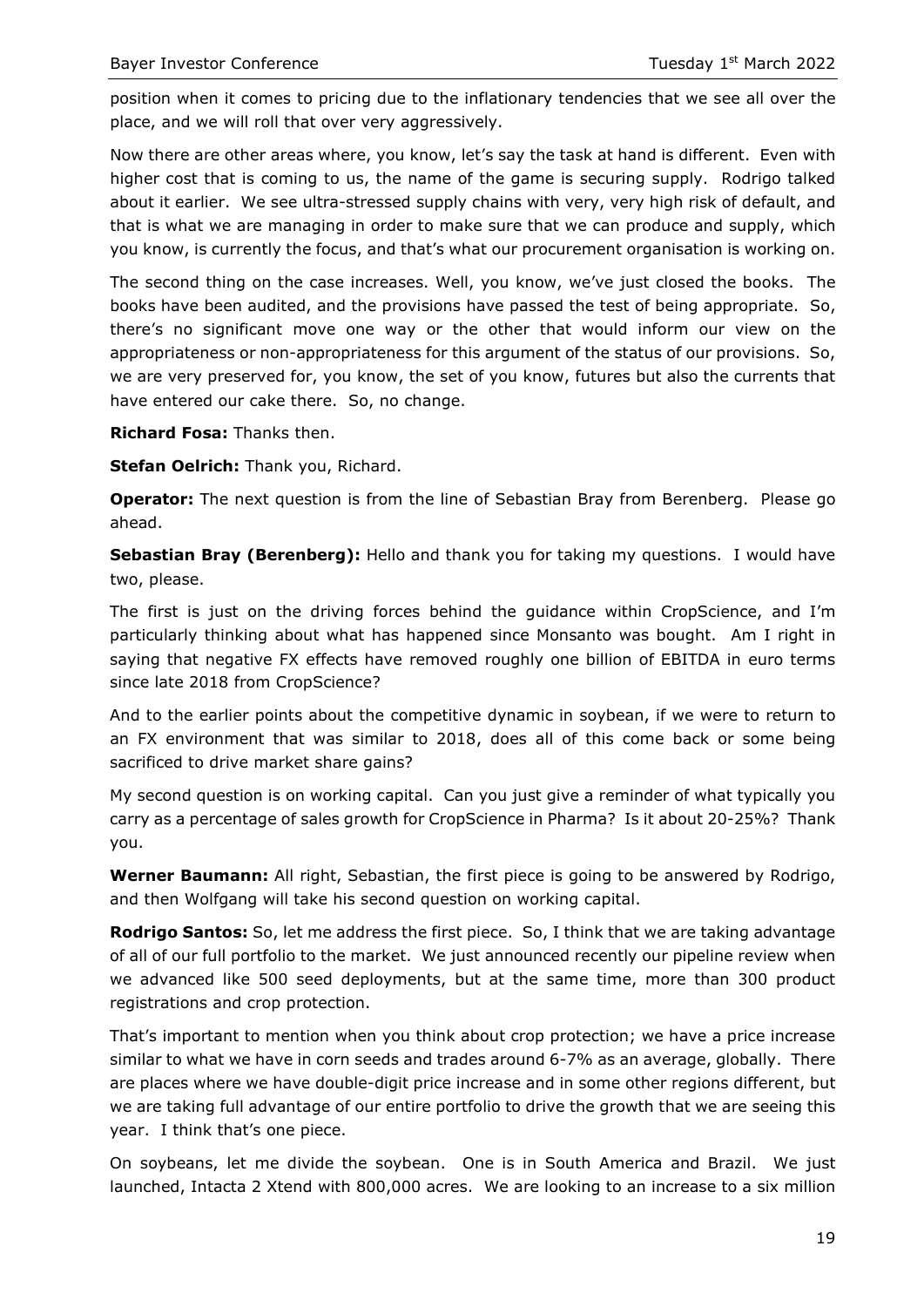position when it comes to pricing due to the inflationary tendencies that we see all over the place, and we will roll that over very aggressively.

Now there are other areas where, you know, let's say the task at hand is different. Even with higher cost that is coming to us, the name of the game is securing supply. Rodrigo talked about it earlier. We see ultra-stressed supply chains with very, very high risk of default, and that is what we are managing in order to make sure that we can produce and supply, which you know, is currently the focus, and that's what our procurement organisation is working on.

The second thing on the case increases. Well, you know, we've just closed the books. The books have been audited, and the provisions have passed the test of being appropriate. So, there's no significant move one way or the other that would inform our view on the appropriateness or non-appropriateness for this argument of the status of our provisions. So, we are very preserved for, you know, the set of you know, futures but also the currents that have entered our cake there. So, no change.

**Richard Fosa:** Thanks then.

**Stefan Oelrich:** Thank you, Richard.

**Operator:** The next question is from the line of Sebastian Bray from Berenberg. Please go ahead.

**Sebastian Bray (Berenberg):** Hello and thank you for taking my questions. I would have two, please.

The first is just on the driving forces behind the guidance within CropScience, and I'm particularly thinking about what has happened since Monsanto was bought. Am I right in saying that negative FX effects have removed roughly one billion of EBITDA in euro terms since late 2018 from CropScience?

And to the earlier points about the competitive dynamic in soybean, if we were to return to an FX environment that was similar to 2018, does all of this come back or some being sacrificed to drive market share gains?

My second question is on working capital. Can you just give a reminder of what typically you carry as a percentage of sales growth for CropScience in Pharma? Is it about 20-25%? Thank you.

**Werner Baumann:** All right, Sebastian, the first piece is going to be answered by Rodrigo, and then Wolfgang will take his second question on working capital.

**Rodrigo Santos:** So, let me address the first piece. So, I think that we are taking advantage of all of our full portfolio to the market. We just announced recently our pipeline review when we advanced like 500 seed deployments, but at the same time, more than 300 product registrations and crop protection.

That's important to mention when you think about crop protection; we have a price increase similar to what we have in corn seeds and trades around 6-7% as an average, globally. There are places where we have double-digit price increase and in some other regions different, but we are taking full advantage of our entire portfolio to drive the growth that we are seeing this year. I think that's one piece.

On soybeans, let me divide the soybean. One is in South America and Brazil. We just launched, Intacta 2 Xtend with 800,000 acres. We are looking to an increase to a six million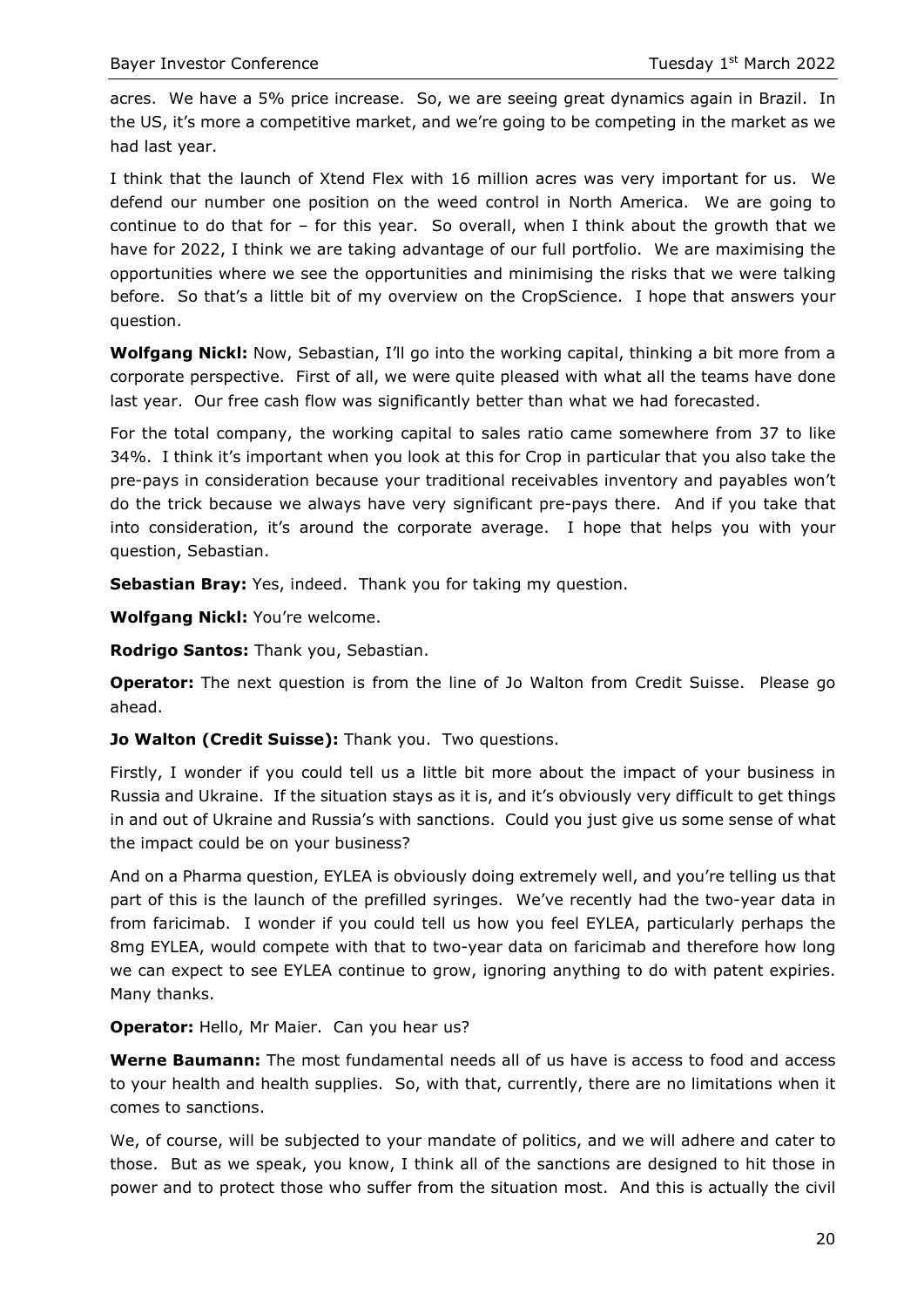acres. We have a 5% price increase. So, we are seeing great dynamics again in Brazil. In the US, it's more a competitive market, and we're going to be competing in the market as we had last year.

I think that the launch of Xtend Flex with 16 million acres was very important for us. We defend our number one position on the weed control in North America. We are going to continue to do that for – for this year. So overall, when I think about the growth that we have for 2022, I think we are taking advantage of our full portfolio. We are maximising the opportunities where we see the opportunities and minimising the risks that we were talking before. So that's a little bit of my overview on the CropScience. I hope that answers your question.

**Wolfgang Nickl:** Now, Sebastian, I'll go into the working capital, thinking a bit more from a corporate perspective. First of all, we were quite pleased with what all the teams have done last year. Our free cash flow was significantly better than what we had forecasted.

For the total company, the working capital to sales ratio came somewhere from 37 to like 34%. I think it's important when you look at this for Crop in particular that you also take the pre-pays in consideration because your traditional receivables inventory and payables won't do the trick because we always have very significant pre-pays there. And if you take that into consideration, it's around the corporate average. I hope that helps you with your question, Sebastian.

**Sebastian Bray:** Yes, indeed. Thank you for taking my question.

**Wolfgang Nickl:** You're welcome.

**Rodrigo Santos:** Thank you, Sebastian.

**Operator:** The next question is from the line of Jo Walton from Credit Suisse. Please go ahead.

**Jo Walton (Credit Suisse):** Thank you. Two questions.

Firstly, I wonder if you could tell us a little bit more about the impact of your business in Russia and Ukraine. If the situation stays as it is, and it's obviously very difficult to get things in and out of Ukraine and Russia's with sanctions. Could you just give us some sense of what the impact could be on your business?

And on a Pharma question, EYLEA is obviously doing extremely well, and you're telling us that part of this is the launch of the prefilled syringes. We've recently had the two-year data in from faricimab. I wonder if you could tell us how you feel EYLEA, particularly perhaps the 8mg EYLEA, would compete with that to two-year data on faricimab and therefore how long we can expect to see EYLEA continue to grow, ignoring anything to do with patent expiries. Many thanks.

**Operator:** Hello, Mr Maier. Can you hear us?

**Werne Baumann:** The most fundamental needs all of us have is access to food and access to your health and health supplies. So, with that, currently, there are no limitations when it comes to sanctions.

We, of course, will be subjected to your mandate of politics, and we will adhere and cater to those. But as we speak, you know, I think all of the sanctions are designed to hit those in power and to protect those who suffer from the situation most. And this is actually the civil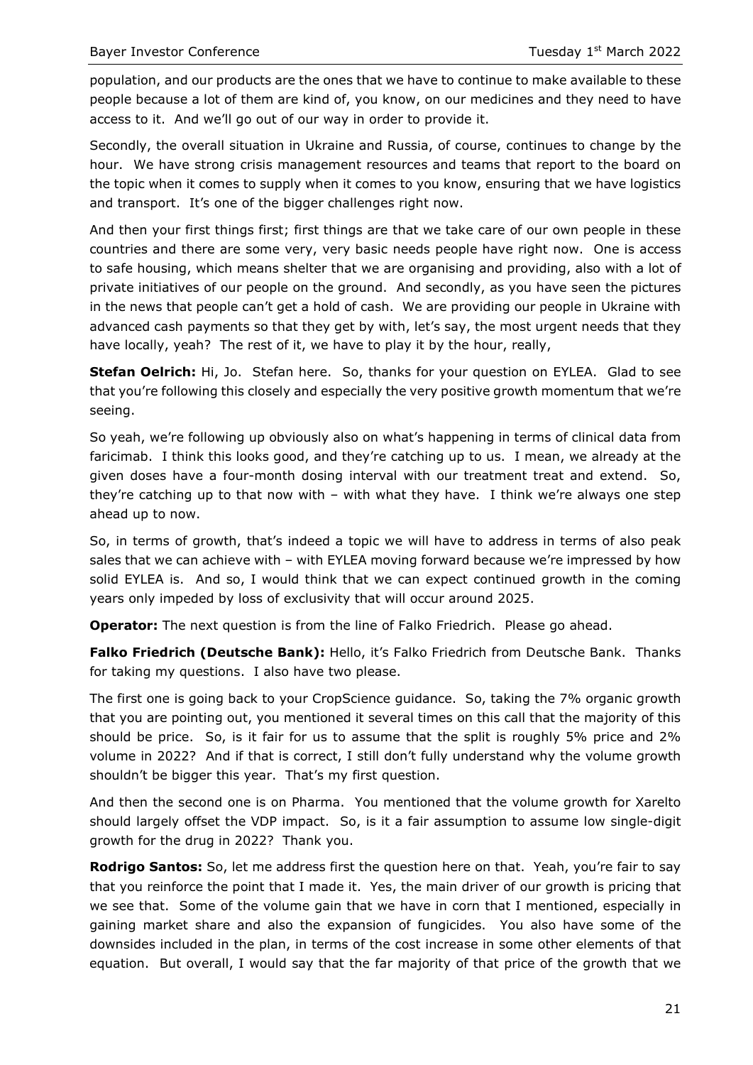population, and our products are the ones that we have to continue to make available to these people because a lot of them are kind of, you know, on our medicines and they need to have access to it. And we'll go out of our way in order to provide it.

Secondly, the overall situation in Ukraine and Russia, of course, continues to change by the hour. We have strong crisis management resources and teams that report to the board on the topic when it comes to supply when it comes to you know, ensuring that we have logistics and transport. It's one of the bigger challenges right now.

And then your first things first; first things are that we take care of our own people in these countries and there are some very, very basic needs people have right now. One is access to safe housing, which means shelter that we are organising and providing, also with a lot of private initiatives of our people on the ground. And secondly, as you have seen the pictures in the news that people can't get a hold of cash. We are providing our people in Ukraine with advanced cash payments so that they get by with, let's say, the most urgent needs that they have locally, yeah? The rest of it, we have to play it by the hour, really,

**Stefan Oelrich:** Hi, Jo. Stefan here. So, thanks for your question on EYLEA. Glad to see that you're following this closely and especially the very positive growth momentum that we're seeing.

So yeah, we're following up obviously also on what's happening in terms of clinical data from faricimab. I think this looks good, and they're catching up to us. I mean, we already at the given doses have a four-month dosing interval with our treatment treat and extend. So, they're catching up to that now with – with what they have. I think we're always one step ahead up to now.

So, in terms of growth, that's indeed a topic we will have to address in terms of also peak sales that we can achieve with – with EYLEA moving forward because we're impressed by how solid EYLEA is. And so, I would think that we can expect continued growth in the coming years only impeded by loss of exclusivity that will occur around 2025.

**Operator:** The next question is from the line of Falko Friedrich. Please go ahead.

**Falko Friedrich (Deutsche Bank):** Hello, it's Falko Friedrich from Deutsche Bank. Thanks for taking my questions. I also have two please.

The first one is going back to your CropScience guidance. So, taking the 7% organic growth that you are pointing out, you mentioned it several times on this call that the majority of this should be price. So, is it fair for us to assume that the split is roughly 5% price and 2% volume in 2022? And if that is correct, I still don't fully understand why the volume growth shouldn't be bigger this year. That's my first question.

And then the second one is on Pharma. You mentioned that the volume growth for Xarelto should largely offset the VDP impact. So, is it a fair assumption to assume low single-digit growth for the drug in 2022? Thank you.

**Rodrigo Santos:** So, let me address first the question here on that. Yeah, you're fair to say that you reinforce the point that I made it. Yes, the main driver of our growth is pricing that we see that. Some of the volume gain that we have in corn that I mentioned, especially in gaining market share and also the expansion of fungicides. You also have some of the downsides included in the plan, in terms of the cost increase in some other elements of that equation. But overall, I would say that the far majority of that price of the growth that we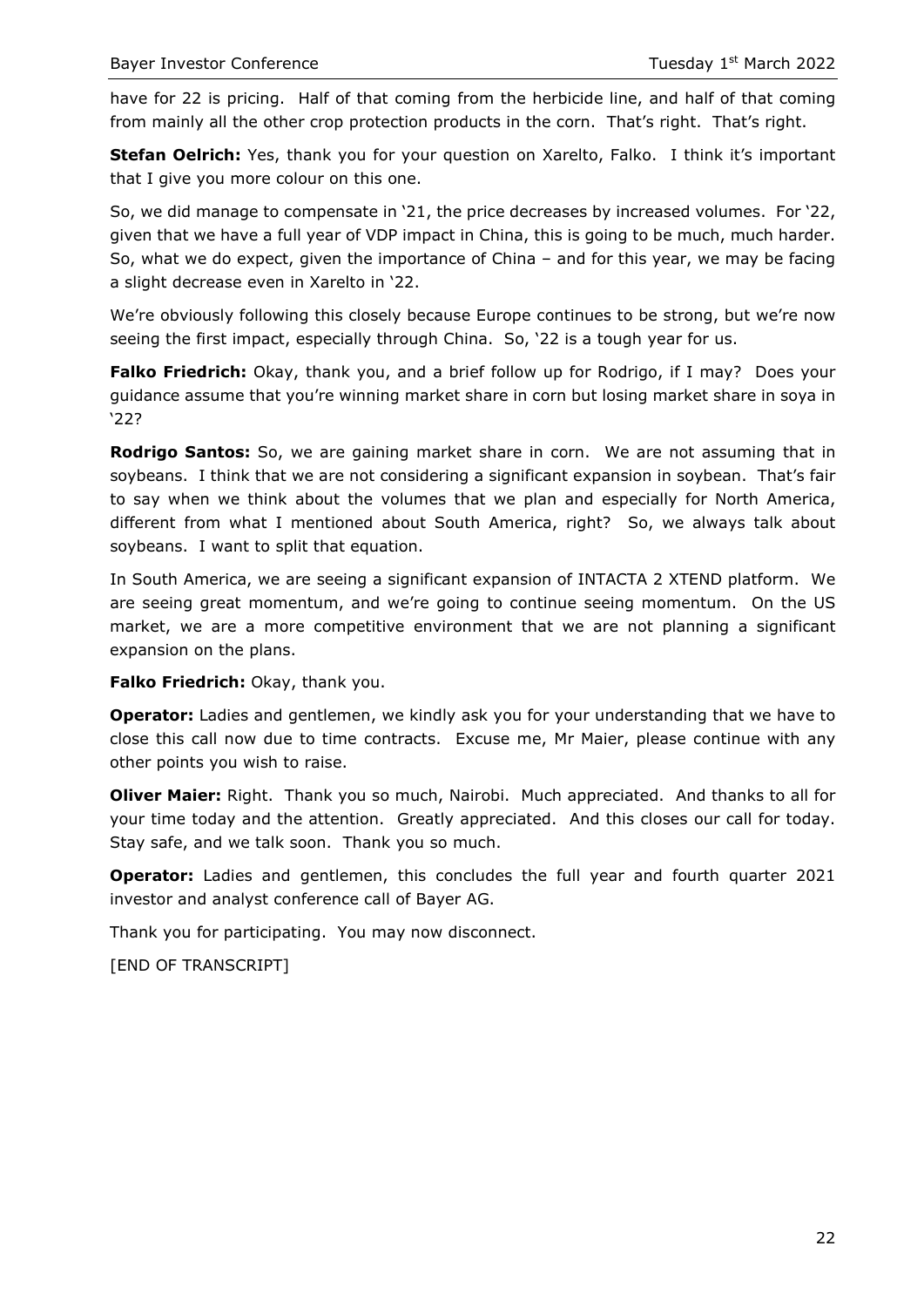have for 22 is pricing. Half of that coming from the herbicide line, and half of that coming from mainly all the other crop protection products in the corn. That's right. That's right.

**Stefan Oelrich:** Yes, thank you for your question on Xarelto, Falko. I think it's important that I give you more colour on this one.

So, we did manage to compensate in '21, the price decreases by increased volumes. For '22, given that we have a full year of VDP impact in China, this is going to be much, much harder. So, what we do expect, given the importance of China – and for this year, we may be facing a slight decrease even in Xarelto in '22.

We're obviously following this closely because Europe continues to be strong, but we're now seeing the first impact, especially through China. So, '22 is a tough year for us.

**Falko Friedrich:** Okay, thank you, and a brief follow up for Rodrigo, if I may? Does your guidance assume that you're winning market share in corn but losing market share in soya in '22?

**Rodrigo Santos:** So, we are gaining market share in corn. We are not assuming that in soybeans. I think that we are not considering a significant expansion in soybean. That's fair to say when we think about the volumes that we plan and especially for North America, different from what I mentioned about South America, right? So, we always talk about soybeans. I want to split that equation.

In South America, we are seeing a significant expansion of INTACTA 2 XTEND platform. We are seeing great momentum, and we're going to continue seeing momentum. On the US market, we are a more competitive environment that we are not planning a significant expansion on the plans.

**Falko Friedrich:** Okay, thank you.

**Operator:** Ladies and gentlemen, we kindly ask you for your understanding that we have to close this call now due to time contracts. Excuse me, Mr Maier, please continue with any other points you wish to raise.

**Oliver Maier:** Right. Thank you so much, Nairobi. Much appreciated. And thanks to all for your time today and the attention. Greatly appreciated. And this closes our call for today. Stay safe, and we talk soon. Thank you so much.

**Operator:** Ladies and gentlemen, this concludes the full year and fourth quarter 2021 investor and analyst conference call of Bayer AG.

Thank you for participating. You may now disconnect.

[END OF TRANSCRIPT]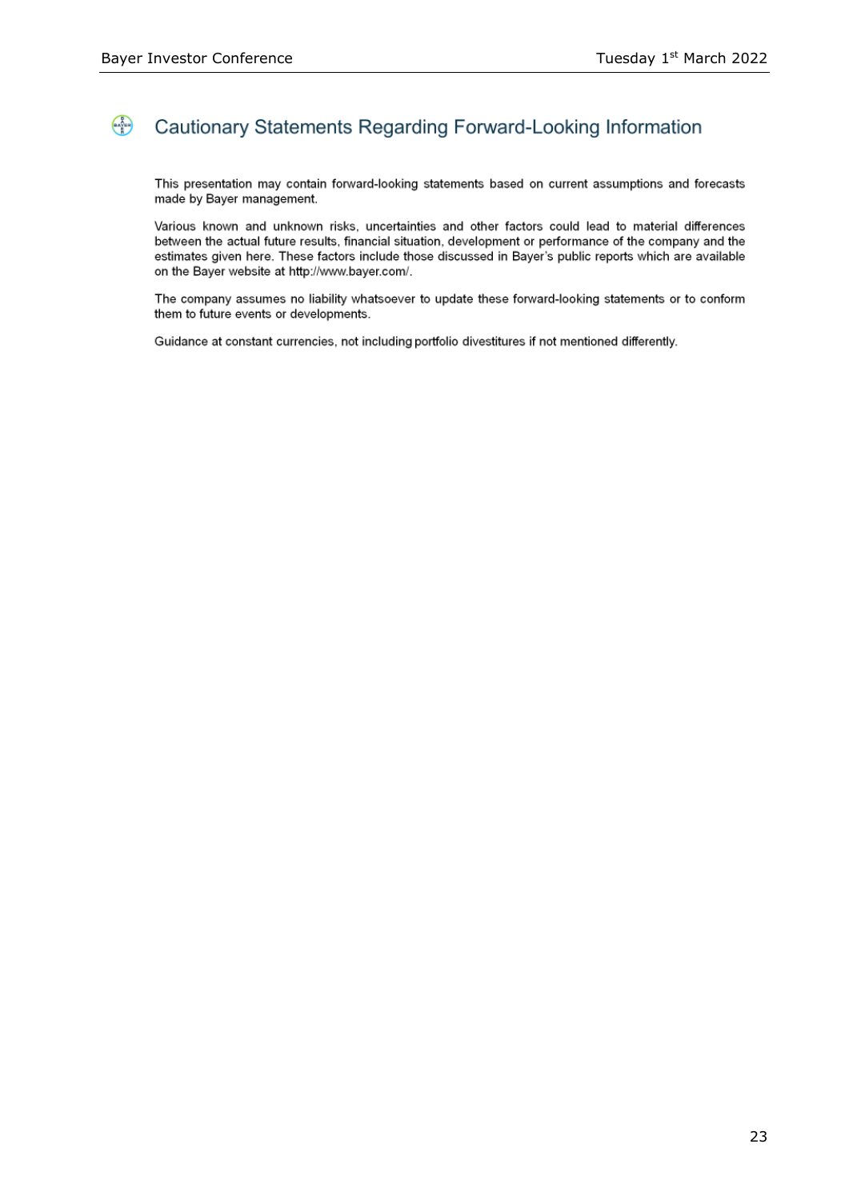## Cautionary Statements Regarding Forward-Looking Information

This presentation may contain forward-looking statements based on current assumptions and forecasts made by Bayer management.

Various known and unknown risks, uncertainties and other factors could lead to material differences between the actual future results, financial situation, development or performance of the company and the estimates given here. These factors include those discussed in Bayer's public reports which are available on the Bayer website at http://www.bayer.com/.

The company assumes no liability whatsoever to update these forward-looking statements or to conform them to future events or developments.

Guidance at constant currencies, not including portfolio divestitures if not mentioned differently.